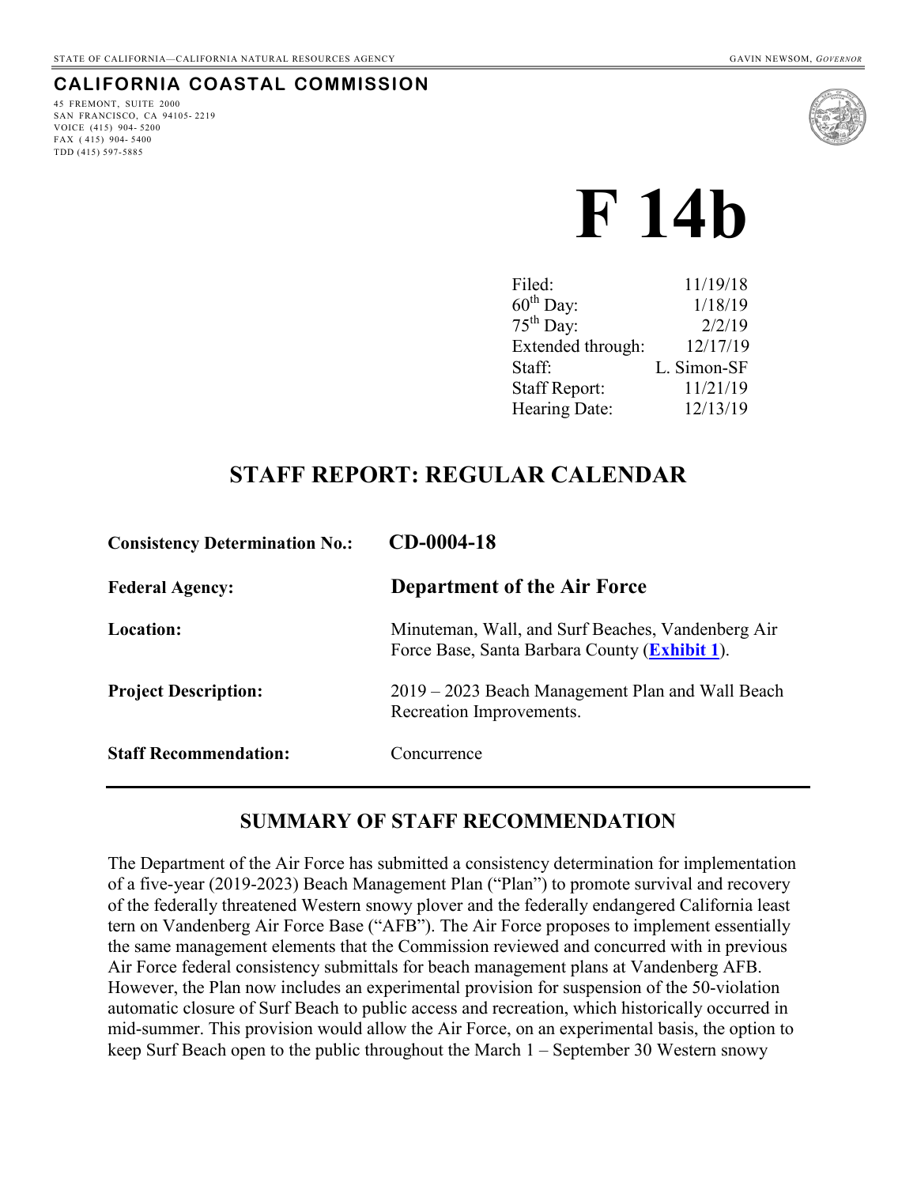STATE OF CALIFORNIA—CALIFORNIA NATURAL RESOURCES AGENCY GAVIN NEWSOM, *GOVERNOR*

**CALIFORNIA COASTAL COMMISSION**

45 FREMONT, SUITE 2000
SAN FRANCISCO, CA 94105- 2219
VOICE (415) 904- 5200
FAX ( 415) 904- 5400
TDD (415) 597-5885

# F 14b

| | |
|---|---|
| Filed: | 11/19/18 |
| 60th Day: | 1/18/19 |
| 75th Day: | 2/2/19 |
| Extended through: | 12/17/19 |
| Staff: | L. Simon-SF |
| Staff Report: | 11/21/19 |
| Hearing Date: | 12/13/19 |

## STAFF REPORT: REGULAR CALENDAR

| | |
|---|---|
| **Consistency Determination No.:** | **CD-0004-18** |
| **Federal Agency:** | **Department of the Air Force** |
| **Location:** | Minuteman, Wall, and Surf Beaches, Vandenberg Air Force Base, Santa Barbara County (**Exhibit 1**). |
| **Project Description:** | 2019 – 2023 Beach Management Plan and Wall Beach Recreation Improvements. |
| **Staff Recommendation:** | Concurrence |

## SUMMARY OF STAFF RECOMMENDATION

The Department of the Air Force has submitted a consistency determination for implementation of a five-year (2019-2023) Beach Management Plan ("Plan") to promote survival and recovery of the federally threatened Western snowy plover and the federally endangered California least tern on Vandenberg Air Force Base ("AFB"). The Air Force proposes to implement essentially the same management elements that the Commission reviewed and concurred with in previous Air Force federal consistency submittals for beach management plans at Vandenberg AFB. However, the Plan now includes an experimental provision for suspension of the 50-violation automatic closure of Surf Beach to public access and recreation, which historically occurred in mid-summer. This provision would allow the Air Force, on an experimental basis, the option to keep Surf Beach open to the public throughout the March 1 – September 30 Western snowy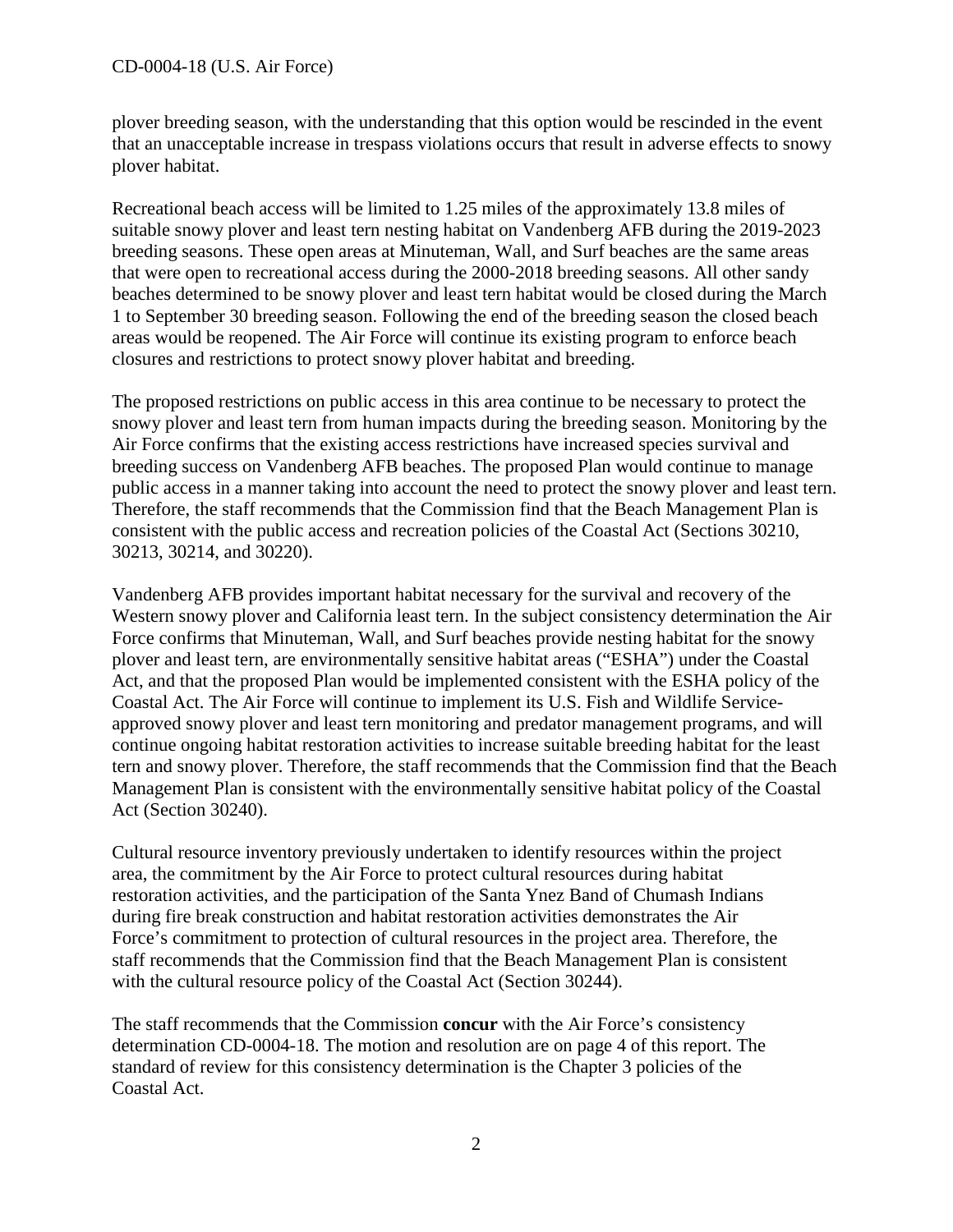plover breeding season, with the understanding that this option would be rescinded in the event that an unacceptable increase in trespass violations occurs that result in adverse effects to snowy plover habitat.

Recreational beach access will be limited to 1.25 miles of the approximately 13.8 miles of suitable snowy plover and least tern nesting habitat on Vandenberg AFB during the 2019-2023 breeding seasons. These open areas at Minuteman, Wall, and Surf beaches are the same areas that were open to recreational access during the 2000-2018 breeding seasons. All other sandy beaches determined to be snowy plover and least tern habitat would be closed during the March 1 to September 30 breeding season. Following the end of the breeding season the closed beach areas would be reopened. The Air Force will continue its existing program to enforce beach closures and restrictions to protect snowy plover habitat and breeding.

The proposed restrictions on public access in this area continue to be necessary to protect the snowy plover and least tern from human impacts during the breeding season. Monitoring by the Air Force confirms that the existing access restrictions have increased species survival and breeding success on Vandenberg AFB beaches. The proposed Plan would continue to manage public access in a manner taking into account the need to protect the snowy plover and least tern. Therefore, the staff recommends that the Commission find that the Beach Management Plan is consistent with the public access and recreation policies of the Coastal Act (Sections 30210, 30213, 30214, and 30220).

Vandenberg AFB provides important habitat necessary for the survival and recovery of the Western snowy plover and California least tern. In the subject consistency determination the Air Force confirms that Minuteman, Wall, and Surf beaches provide nesting habitat for the snowy plover and least tern, are environmentally sensitive habitat areas ("ESHA") under the Coastal Act, and that the proposed Plan would be implemented consistent with the ESHA policy of the Coastal Act. The Air Force will continue to implement its U.S. Fish and Wildlife Service-approved snowy plover and least tern monitoring and predator management programs, and will continue ongoing habitat restoration activities to increase suitable breeding habitat for the least tern and snowy plover. Therefore, the staff recommends that the Commission find that the Beach Management Plan is consistent with the environmentally sensitive habitat policy of the Coastal Act (Section 30240).

Cultural resource inventory previously undertaken to identify resources within the project area, the commitment by the Air Force to protect cultural resources during habitat restoration activities, and the participation of the Santa Ynez Band of Chumash Indians during fire break construction and habitat restoration activities demonstrates the Air Force's commitment to protection of cultural resources in the project area. Therefore, the staff recommends that the Commission find that the Beach Management Plan is consistent with the cultural resource policy of the Coastal Act (Section 30244).

The staff recommends that the Commission **concur** with the Air Force's consistency determination CD-0004-18. The motion and resolution are on page 4 of this report. The standard of review for this consistency determination is the Chapter 3 policies of the Coastal Act.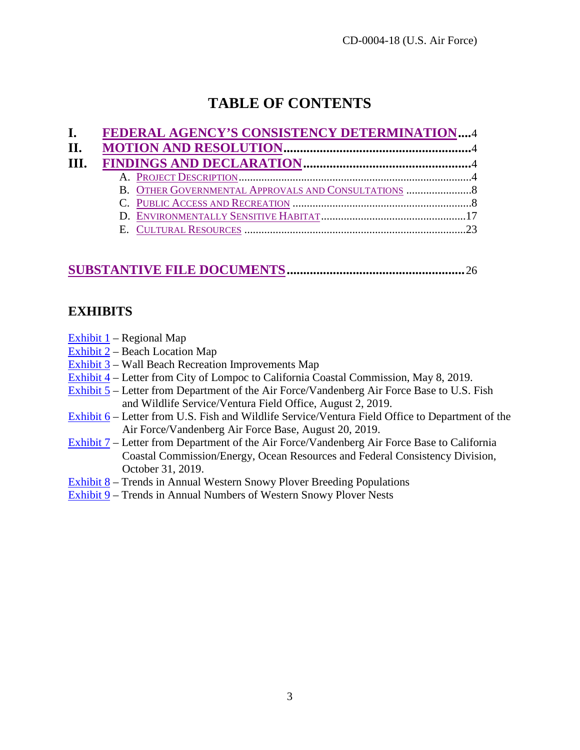# TABLE OF CONTENTS

**I. FEDERAL AGENCY'S CONSISTENCY DETERMINATION....4**

**II. MOTION AND RESOLUTION....4**

**III. FINDINGS AND DECLARATION....4**

- A. PROJECT DESCRIPTION....4
- B. OTHER GOVERNMENTAL APPROVALS AND CONSULTATIONS....8
- C. PUBLIC ACCESS AND RECREATION....8
- D. ENVIRONMENTALLY SENSITIVE HABITAT....17
- E. CULTURAL RESOURCES....23

**SUBSTANTIVE FILE DOCUMENTS....26**

## EXHIBITS

Exhibit 1 – Regional Map
Exhibit 2 – Beach Location Map
Exhibit 3 – Wall Beach Recreation Improvements Map
Exhibit 4 – Letter from City of Lompoc to California Coastal Commission, May 8, 2019.
Exhibit 5 – Letter from Department of the Air Force/Vandenberg Air Force Base to U.S. Fish and Wildlife Service/Ventura Field Office, August 2, 2019.
Exhibit 6 – Letter from U.S. Fish and Wildlife Service/Ventura Field Office to Department of the Air Force/Vandenberg Air Force Base, August 20, 2019.
Exhibit 7 – Letter from Department of the Air Force/Vandenberg Air Force Base to California Coastal Commission/Energy, Ocean Resources and Federal Consistency Division, October 31, 2019.
Exhibit 8 – Trends in Annual Western Snowy Plover Breeding Populations
Exhibit 9 – Trends in Annual Numbers of Western Snowy Plover Nests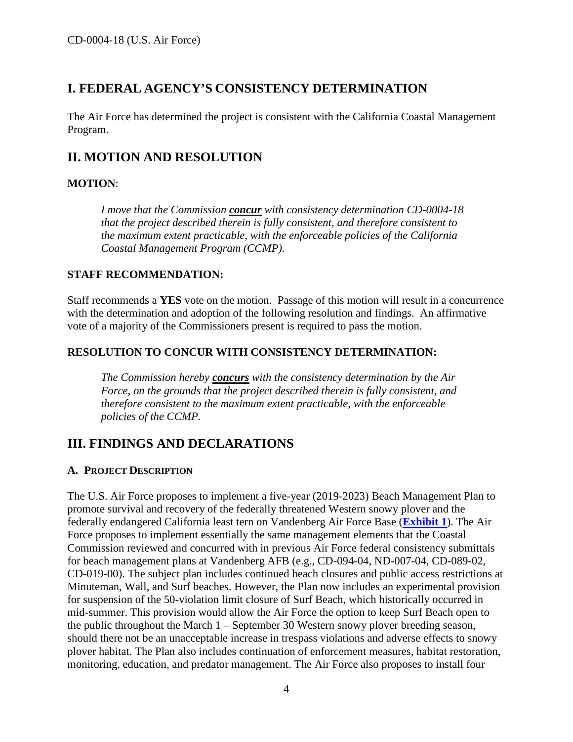## I. FEDERAL AGENCY'S CONSISTENCY DETERMINATION

The Air Force has determined the project is consistent with the California Coastal Management Program.

## II. MOTION AND RESOLUTION

**MOTION**:

> *I move that the Commission **concur** with consistency determination CD-0004-18 that the project described therein is fully consistent, and therefore consistent to the maximum extent practicable, with the enforceable policies of the California Coastal Management Program (CCMP).*

**STAFF RECOMMENDATION:**

Staff recommends a **YES** vote on the motion. Passage of this motion will result in a concurrence with the determination and adoption of the following resolution and findings. An affirmative vote of a majority of the Commissioners present is required to pass the motion.

**RESOLUTION TO CONCUR WITH CONSISTENCY DETERMINATION:**

> *The Commission hereby **concurs** with the consistency determination by the Air Force, on the grounds that the project described therein is fully consistent, and therefore consistent to the maximum extent practicable, with the enforceable policies of the CCMP.*

## III. FINDINGS AND DECLARATIONS

### A. PROJECT DESCRIPTION

The U.S. Air Force proposes to implement a five-year (2019-2023) Beach Management Plan to promote survival and recovery of the federally threatened Western snowy plover and the federally endangered California least tern on Vandenberg Air Force Base (**Exhibit 1**). The Air Force proposes to implement essentially the same management elements that the Coastal Commission reviewed and concurred with in previous Air Force federal consistency submittals for beach management plans at Vandenberg AFB (e.g., CD-094-04, ND-007-04, CD-089-02, CD-019-00). The subject plan includes continued beach closures and public access restrictions at Minuteman, Wall, and Surf beaches. However, the Plan now includes an experimental provision for suspension of the 50-violation limit closure of Surf Beach, which historically occurred in mid-summer. This provision would allow the Air Force the option to keep Surf Beach open to the public throughout the March 1 – September 30 Western snowy plover breeding season, should there not be an unacceptable increase in trespass violations and adverse effects to snowy plover habitat. The Plan also includes continuation of enforcement measures, habitat restoration, monitoring, education, and predator management. The Air Force also proposes to install four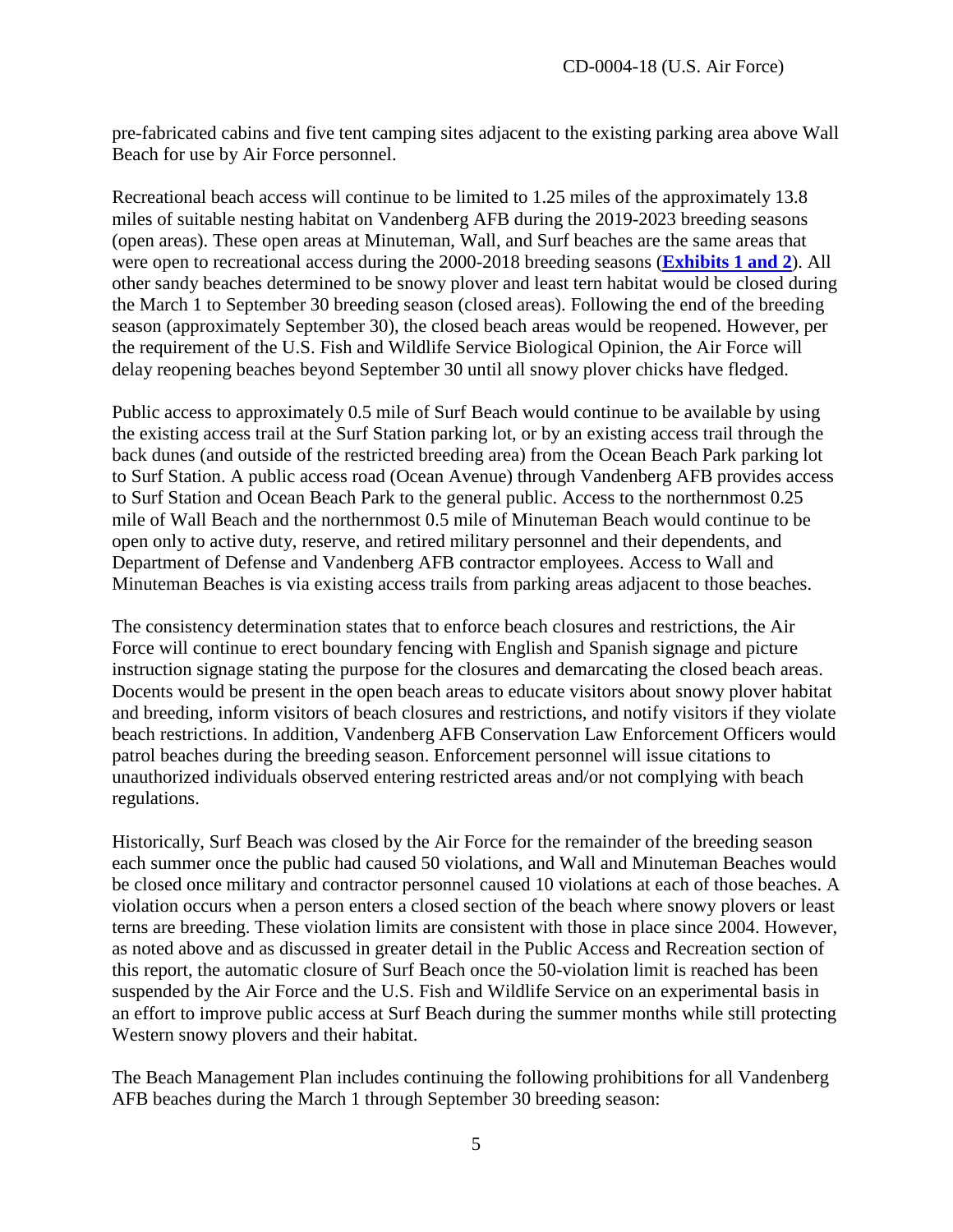pre-fabricated cabins and five tent camping sites adjacent to the existing parking area above Wall Beach for use by Air Force personnel.

Recreational beach access will continue to be limited to 1.25 miles of the approximately 13.8 miles of suitable nesting habitat on Vandenberg AFB during the 2019-2023 breeding seasons (open areas). These open areas at Minuteman, Wall, and Surf beaches are the same areas that were open to recreational access during the 2000-2018 breeding seasons (**Exhibits 1 and 2**). All other sandy beaches determined to be snowy plover and least tern habitat would be closed during the March 1 to September 30 breeding season (closed areas). Following the end of the breeding season (approximately September 30), the closed beach areas would be reopened. However, per the requirement of the U.S. Fish and Wildlife Service Biological Opinion, the Air Force will delay reopening beaches beyond September 30 until all snowy plover chicks have fledged.

Public access to approximately 0.5 mile of Surf Beach would continue to be available by using the existing access trail at the Surf Station parking lot, or by an existing access trail through the back dunes (and outside of the restricted breeding area) from the Ocean Beach Park parking lot to Surf Station. A public access road (Ocean Avenue) through Vandenberg AFB provides access to Surf Station and Ocean Beach Park to the general public. Access to the northernmost 0.25 mile of Wall Beach and the northernmost 0.5 mile of Minuteman Beach would continue to be open only to active duty, reserve, and retired military personnel and their dependents, and Department of Defense and Vandenberg AFB contractor employees. Access to Wall and Minuteman Beaches is via existing access trails from parking areas adjacent to those beaches.

The consistency determination states that to enforce beach closures and restrictions, the Air Force will continue to erect boundary fencing with English and Spanish signage and picture instruction signage stating the purpose for the closures and demarcating the closed beach areas. Docents would be present in the open beach areas to educate visitors about snowy plover habitat and breeding, inform visitors of beach closures and restrictions, and notify visitors if they violate beach restrictions. In addition, Vandenberg AFB Conservation Law Enforcement Officers would patrol beaches during the breeding season. Enforcement personnel will issue citations to unauthorized individuals observed entering restricted areas and/or not complying with beach regulations.

Historically, Surf Beach was closed by the Air Force for the remainder of the breeding season each summer once the public had caused 50 violations, and Wall and Minuteman Beaches would be closed once military and contractor personnel caused 10 violations at each of those beaches. A violation occurs when a person enters a closed section of the beach where snowy plovers or least terns are breeding. These violation limits are consistent with those in place since 2004. However, as noted above and as discussed in greater detail in the Public Access and Recreation section of this report, the automatic closure of Surf Beach once the 50-violation limit is reached has been suspended by the Air Force and the U.S. Fish and Wildlife Service on an experimental basis in an effort to improve public access at Surf Beach during the summer months while still protecting Western snowy plovers and their habitat.

The Beach Management Plan includes continuing the following prohibitions for all Vandenberg AFB beaches during the March 1 through September 30 breeding season: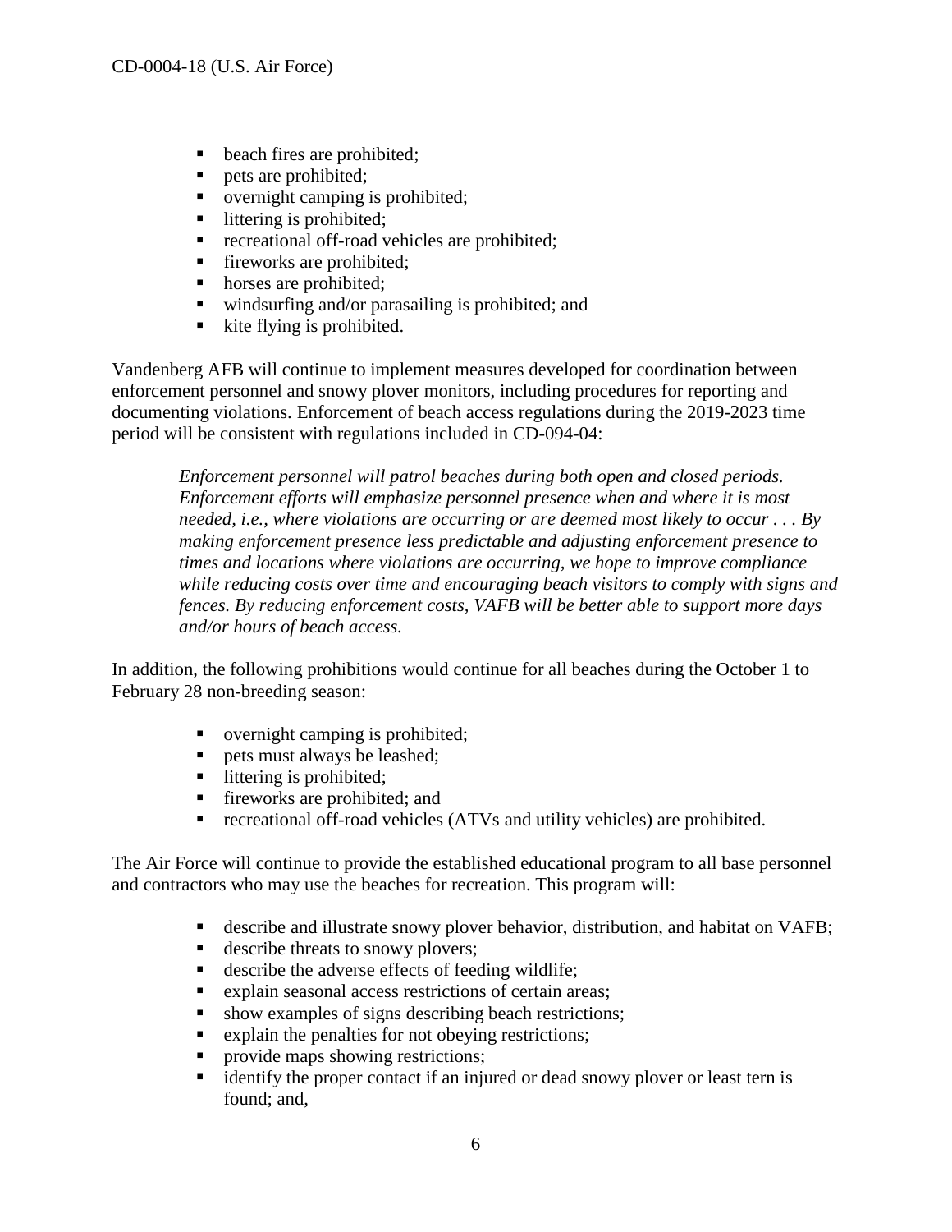- beach fires are prohibited;
- pets are prohibited;
- overnight camping is prohibited;
- littering is prohibited;
- recreational off-road vehicles are prohibited;
- fireworks are prohibited;
- horses are prohibited;
- windsurfing and/or parasailing is prohibited; and
- kite flying is prohibited.

Vandenberg AFB will continue to implement measures developed for coordination between enforcement personnel and snowy plover monitors, including procedures for reporting and documenting violations. Enforcement of beach access regulations during the 2019-2023 time period will be consistent with regulations included in CD-094-04:

> *Enforcement personnel will patrol beaches during both open and closed periods. Enforcement efforts will emphasize personnel presence when and where it is most needed, i.e., where violations are occurring or are deemed most likely to occur . . . By making enforcement presence less predictable and adjusting enforcement presence to times and locations where violations are occurring, we hope to improve compliance while reducing costs over time and encouraging beach visitors to comply with signs and fences. By reducing enforcement costs, VAFB will be better able to support more days and/or hours of beach access.*

In addition, the following prohibitions would continue for all beaches during the October 1 to February 28 non-breeding season:

- overnight camping is prohibited;
- pets must always be leashed;
- littering is prohibited;
- fireworks are prohibited; and
- recreational off-road vehicles (ATVs and utility vehicles) are prohibited.

The Air Force will continue to provide the established educational program to all base personnel and contractors who may use the beaches for recreation. This program will:

- describe and illustrate snowy plover behavior, distribution, and habitat on VAFB;
- describe threats to snowy plovers;
- describe the adverse effects of feeding wildlife;
- explain seasonal access restrictions of certain areas;
- show examples of signs describing beach restrictions;
- explain the penalties for not obeying restrictions;
- provide maps showing restrictions;
- identify the proper contact if an injured or dead snowy plover or least tern is found; and,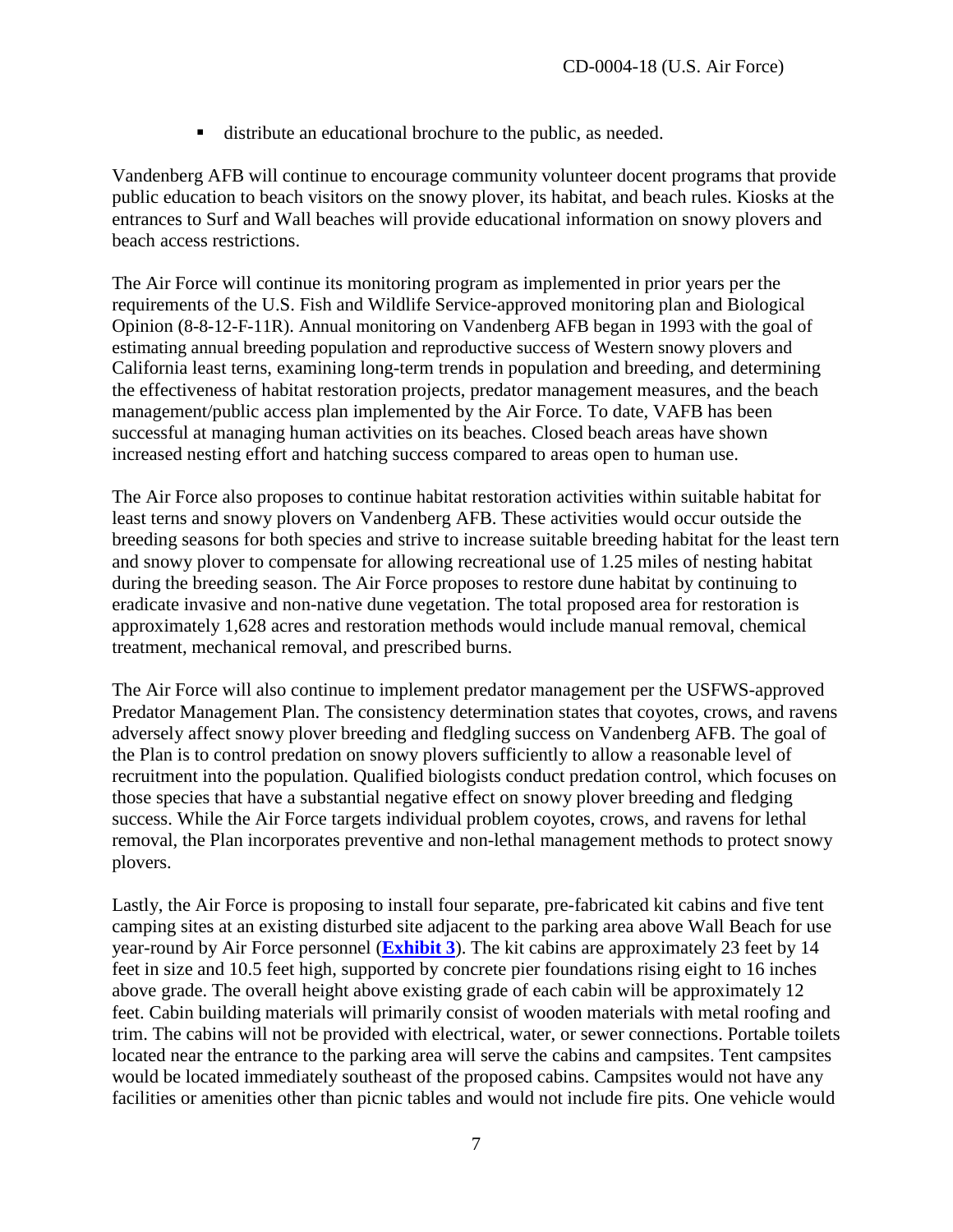- distribute an educational brochure to the public, as needed.

Vandenberg AFB will continue to encourage community volunteer docent programs that provide public education to beach visitors on the snowy plover, its habitat, and beach rules. Kiosks at the entrances to Surf and Wall beaches will provide educational information on snowy plovers and beach access restrictions.

The Air Force will continue its monitoring program as implemented in prior years per the requirements of the U.S. Fish and Wildlife Service-approved monitoring plan and Biological Opinion (8-8-12-F-11R). Annual monitoring on Vandenberg AFB began in 1993 with the goal of estimating annual breeding population and reproductive success of Western snowy plovers and California least terns, examining long-term trends in population and breeding, and determining the effectiveness of habitat restoration projects, predator management measures, and the beach management/public access plan implemented by the Air Force. To date, VAFB has been successful at managing human activities on its beaches. Closed beach areas have shown increased nesting effort and hatching success compared to areas open to human use.

The Air Force also proposes to continue habitat restoration activities within suitable habitat for least terns and snowy plovers on Vandenberg AFB. These activities would occur outside the breeding seasons for both species and strive to increase suitable breeding habitat for the least tern and snowy plover to compensate for allowing recreational use of 1.25 miles of nesting habitat during the breeding season. The Air Force proposes to restore dune habitat by continuing to eradicate invasive and non-native dune vegetation. The total proposed area for restoration is approximately 1,628 acres and restoration methods would include manual removal, chemical treatment, mechanical removal, and prescribed burns.

The Air Force will also continue to implement predator management per the USFWS-approved Predator Management Plan. The consistency determination states that coyotes, crows, and ravens adversely affect snowy plover breeding and fledgling success on Vandenberg AFB. The goal of the Plan is to control predation on snowy plovers sufficiently to allow a reasonable level of recruitment into the population. Qualified biologists conduct predation control, which focuses on those species that have a substantial negative effect on snowy plover breeding and fledging success. While the Air Force targets individual problem coyotes, crows, and ravens for lethal removal, the Plan incorporates preventive and non-lethal management methods to protect snowy plovers.

Lastly, the Air Force is proposing to install four separate, pre-fabricated kit cabins and five tent camping sites at an existing disturbed site adjacent to the parking area above Wall Beach for use year-round by Air Force personnel (**Exhibit 3**). The kit cabins are approximately 23 feet by 14 feet in size and 10.5 feet high, supported by concrete pier foundations rising eight to 16 inches above grade. The overall height above existing grade of each cabin will be approximately 12 feet. Cabin building materials will primarily consist of wooden materials with metal roofing and trim. The cabins will not be provided with electrical, water, or sewer connections. Portable toilets located near the entrance to the parking area will serve the cabins and campsites. Tent campsites would be located immediately southeast of the proposed cabins. Campsites would not have any facilities or amenities other than picnic tables and would not include fire pits. One vehicle would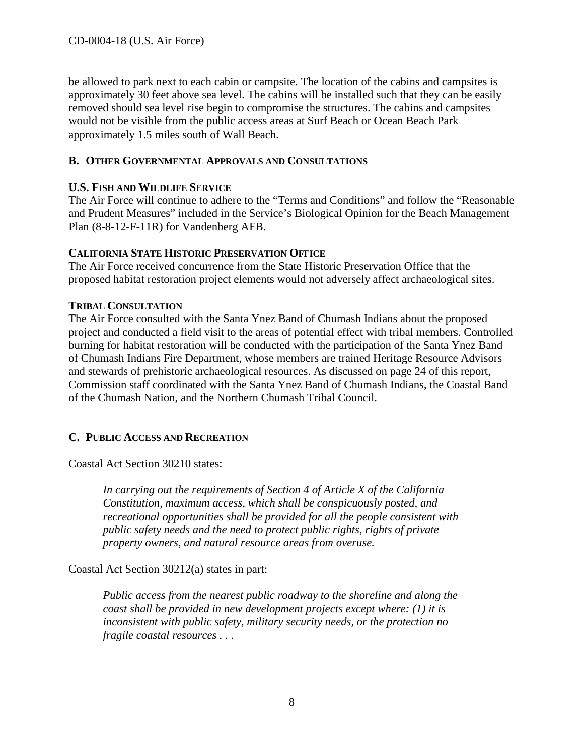be allowed to park next to each cabin or campsite. The location of the cabins and campsites is approximately 30 feet above sea level. The cabins will be installed such that they can be easily removed should sea level rise begin to compromise the structures. The cabins and campsites would not be visible from the public access areas at Surf Beach or Ocean Beach Park approximately 1.5 miles south of Wall Beach.

## B. OTHER GOVERNMENTAL APPROVALS AND CONSULTATIONS

**U.S. FISH AND WILDLIFE SERVICE**

The Air Force will continue to adhere to the "Terms and Conditions" and follow the "Reasonable and Prudent Measures" included in the Service's Biological Opinion for the Beach Management Plan (8-8-12-F-11R) for Vandenberg AFB.

**CALIFORNIA STATE HISTORIC PRESERVATION OFFICE**

The Air Force received concurrence from the State Historic Preservation Office that the proposed habitat restoration project elements would not adversely affect archaeological sites.

**TRIBAL CONSULTATION**

The Air Force consulted with the Santa Ynez Band of Chumash Indians about the proposed project and conducted a field visit to the areas of potential effect with tribal members. Controlled burning for habitat restoration will be conducted with the participation of the Santa Ynez Band of Chumash Indians Fire Department, whose members are trained Heritage Resource Advisors and stewards of prehistoric archaeological resources. As discussed on page 24 of this report, Commission staff coordinated with the Santa Ynez Band of Chumash Indians, the Coastal Band of the Chumash Nation, and the Northern Chumash Tribal Council.

## C. PUBLIC ACCESS AND RECREATION

Coastal Act Section 30210 states:

> *In carrying out the requirements of Section 4 of Article X of the California Constitution, maximum access, which shall be conspicuously posted, and recreational opportunities shall be provided for all the people consistent with public safety needs and the need to protect public rights, rights of private property owners, and natural resource areas from overuse.*

Coastal Act Section 30212(a) states in part:

> *Public access from the nearest public roadway to the shoreline and along the coast shall be provided in new development projects except where: (1) it is inconsistent with public safety, military security needs, or the protection no fragile coastal resources . . .*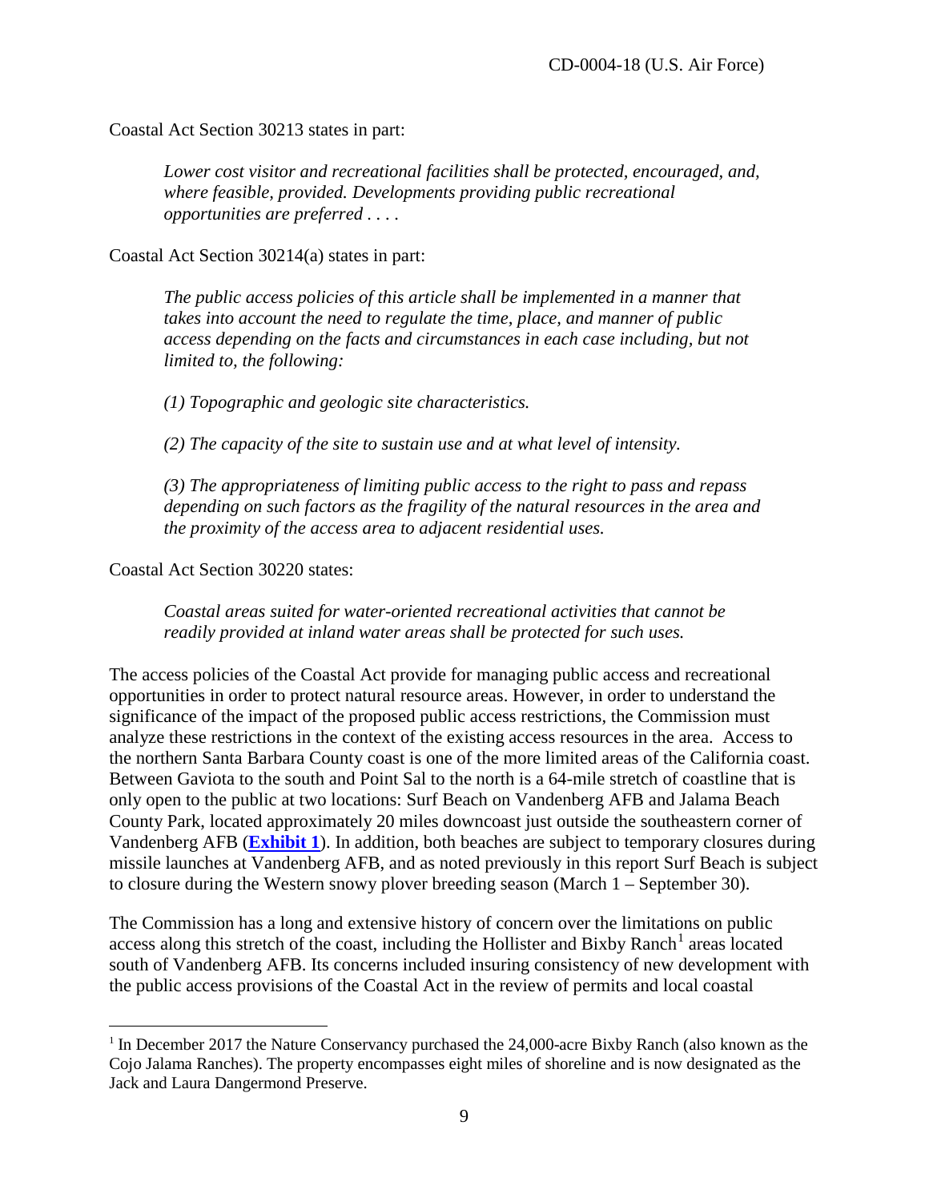Coastal Act Section 30213 states in part:

> *Lower cost visitor and recreational facilities shall be protected, encouraged, and, where feasible, provided. Developments providing public recreational opportunities are preferred . . . .*

Coastal Act Section 30214(a) states in part:

> *The public access policies of this article shall be implemented in a manner that takes into account the need to regulate the time, place, and manner of public access depending on the facts and circumstances in each case including, but not limited to, the following:*
>
> *(1) Topographic and geologic site characteristics.*
>
> *(2) The capacity of the site to sustain use and at what level of intensity.*
>
> *(3) The appropriateness of limiting public access to the right to pass and repass depending on such factors as the fragility of the natural resources in the area and the proximity of the access area to adjacent residential uses.*

Coastal Act Section 30220 states:

> *Coastal areas suited for water-oriented recreational activities that cannot be readily provided at inland water areas shall be protected for such uses.*

The access policies of the Coastal Act provide for managing public access and recreational opportunities in order to protect natural resource areas. However, in order to understand the significance of the impact of the proposed public access restrictions, the Commission must analyze these restrictions in the context of the existing access resources in the area. Access to the northern Santa Barbara County coast is one of the more limited areas of the California coast. Between Gaviota to the south and Point Sal to the north is a 64-mile stretch of coastline that is only open to the public at two locations: Surf Beach on Vandenberg AFB and Jalama Beach County Park, located approximately 20 miles downcoast just outside the southeastern corner of Vandenberg AFB (**Exhibit 1**). In addition, both beaches are subject to temporary closures during missile launches at Vandenberg AFB, and as noted previously in this report Surf Beach is subject to closure during the Western snowy plover breeding season (March 1 – September 30).

The Commission has a long and extensive history of concern over the limitations on public access along this stretch of the coast, including the Hollister and Bixby Ranch[1] areas located south of Vandenberg AFB. Its concerns included insuring consistency of new development with the public access provisions of the Coastal Act in the review of permits and local coastal

[1] In December 2017 the Nature Conservancy purchased the 24,000-acre Bixby Ranch (also known as the Cojo Jalama Ranches). The property encompasses eight miles of shoreline and is now designated as the Jack and Laura Dangermond Preserve.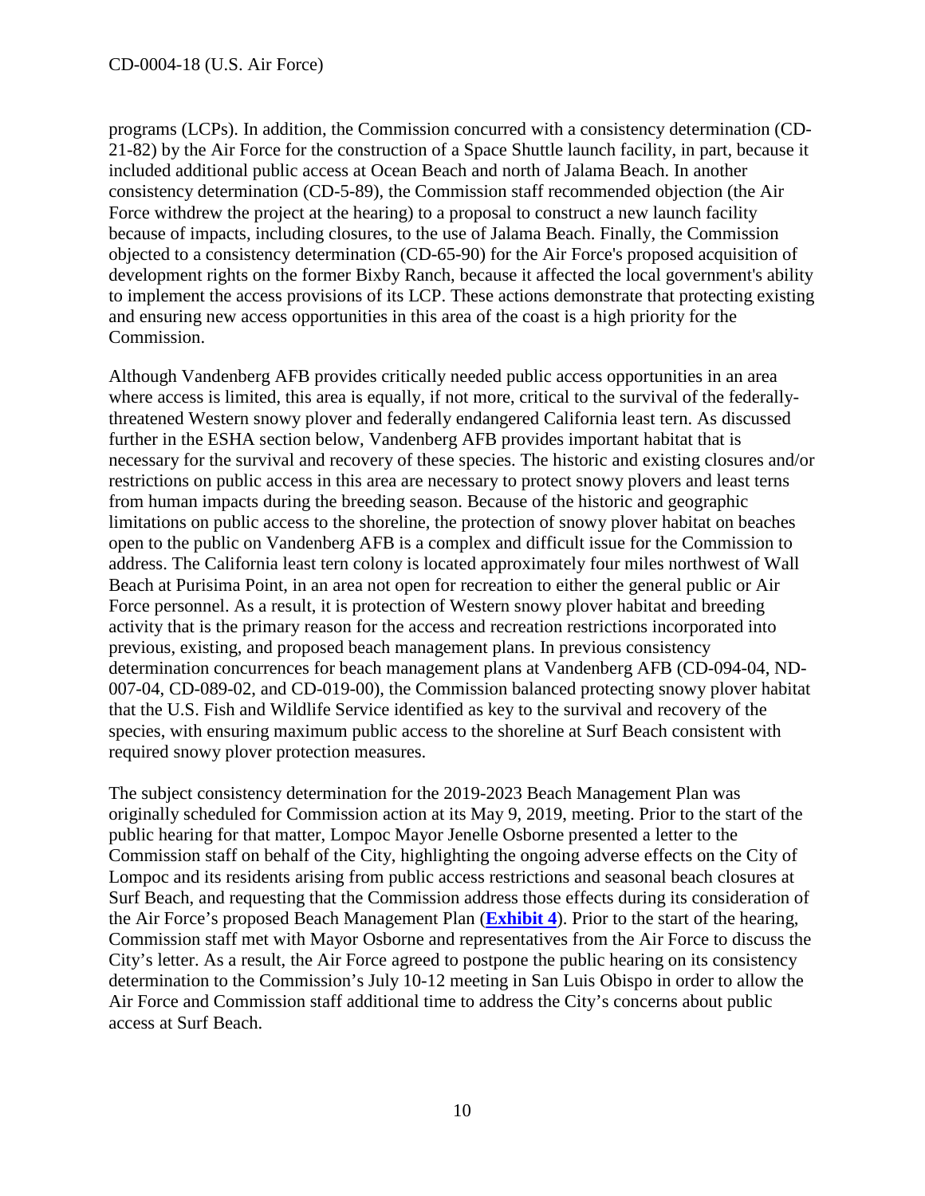programs (LCPs). In addition, the Commission concurred with a consistency determination (CD-21-82) by the Air Force for the construction of a Space Shuttle launch facility, in part, because it included additional public access at Ocean Beach and north of Jalama Beach. In another consistency determination (CD-5-89), the Commission staff recommended objection (the Air Force withdrew the project at the hearing) to a proposal to construct a new launch facility because of impacts, including closures, to the use of Jalama Beach. Finally, the Commission objected to a consistency determination (CD-65-90) for the Air Force's proposed acquisition of development rights on the former Bixby Ranch, because it affected the local government's ability to implement the access provisions of its LCP. These actions demonstrate that protecting existing and ensuring new access opportunities in this area of the coast is a high priority for the Commission.

Although Vandenberg AFB provides critically needed public access opportunities in an area where access is limited, this area is equally, if not more, critical to the survival of the federally-threatened Western snowy plover and federally endangered California least tern. As discussed further in the ESHA section below, Vandenberg AFB provides important habitat that is necessary for the survival and recovery of these species. The historic and existing closures and/or restrictions on public access in this area are necessary to protect snowy plovers and least terns from human impacts during the breeding season. Because of the historic and geographic limitations on public access to the shoreline, the protection of snowy plover habitat on beaches open to the public on Vandenberg AFB is a complex and difficult issue for the Commission to address. The California least tern colony is located approximately four miles northwest of Wall Beach at Purisima Point, in an area not open for recreation to either the general public or Air Force personnel. As a result, it is protection of Western snowy plover habitat and breeding activity that is the primary reason for the access and recreation restrictions incorporated into previous, existing, and proposed beach management plans. In previous consistency determination concurrences for beach management plans at Vandenberg AFB (CD-094-04, ND-007-04, CD-089-02, and CD-019-00), the Commission balanced protecting snowy plover habitat that the U.S. Fish and Wildlife Service identified as key to the survival and recovery of the species, with ensuring maximum public access to the shoreline at Surf Beach consistent with required snowy plover protection measures.

The subject consistency determination for the 2019-2023 Beach Management Plan was originally scheduled for Commission action at its May 9, 2019, meeting. Prior to the start of the public hearing for that matter, Lompoc Mayor Jenelle Osborne presented a letter to the Commission staff on behalf of the City, highlighting the ongoing adverse effects on the City of Lompoc and its residents arising from public access restrictions and seasonal beach closures at Surf Beach, and requesting that the Commission address those effects during its consideration of the Air Force's proposed Beach Management Plan (**Exhibit 4**). Prior to the start of the hearing, Commission staff met with Mayor Osborne and representatives from the Air Force to discuss the City's letter. As a result, the Air Force agreed to postpone the public hearing on its consistency determination to the Commission's July 10-12 meeting in San Luis Obispo in order to allow the Air Force and Commission staff additional time to address the City's concerns about public access at Surf Beach.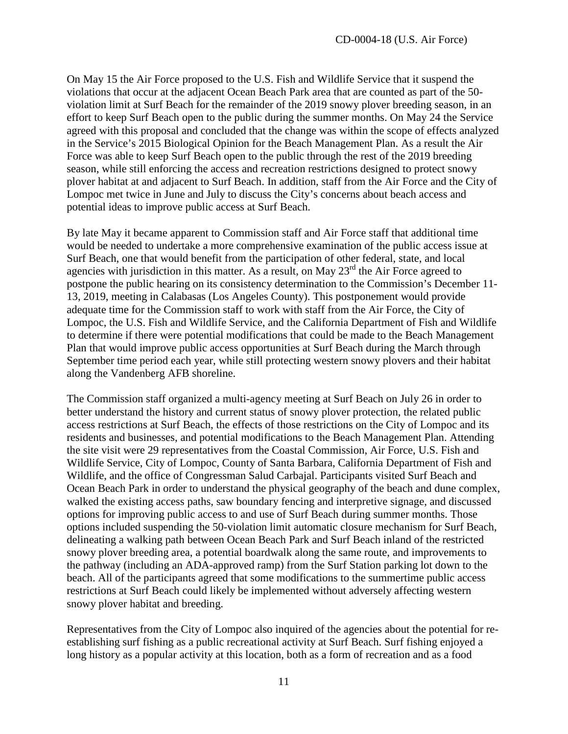On May 15 the Air Force proposed to the U.S. Fish and Wildlife Service that it suspend the violations that occur at the adjacent Ocean Beach Park area that are counted as part of the 50-violation limit at Surf Beach for the remainder of the 2019 snowy plover breeding season, in an effort to keep Surf Beach open to the public during the summer months. On May 24 the Service agreed with this proposal and concluded that the change was within the scope of effects analyzed in the Service's 2015 Biological Opinion for the Beach Management Plan. As a result the Air Force was able to keep Surf Beach open to the public through the rest of the 2019 breeding season, while still enforcing the access and recreation restrictions designed to protect snowy plover habitat at and adjacent to Surf Beach. In addition, staff from the Air Force and the City of Lompoc met twice in June and July to discuss the City's concerns about beach access and potential ideas to improve public access at Surf Beach.

By late May it became apparent to Commission staff and Air Force staff that additional time would be needed to undertake a more comprehensive examination of the public access issue at Surf Beach, one that would benefit from the participation of other federal, state, and local agencies with jurisdiction in this matter. As a result, on May 23rd the Air Force agreed to postpone the public hearing on its consistency determination to the Commission's December 11-13, 2019, meeting in Calabasas (Los Angeles County). This postponement would provide adequate time for the Commission staff to work with staff from the Air Force, the City of Lompoc, the U.S. Fish and Wildlife Service, and the California Department of Fish and Wildlife to determine if there were potential modifications that could be made to the Beach Management Plan that would improve public access opportunities at Surf Beach during the March through September time period each year, while still protecting western snowy plovers and their habitat along the Vandenberg AFB shoreline.

The Commission staff organized a multi-agency meeting at Surf Beach on July 26 in order to better understand the history and current status of snowy plover protection, the related public access restrictions at Surf Beach, the effects of those restrictions on the City of Lompoc and its residents and businesses, and potential modifications to the Beach Management Plan. Attending the site visit were 29 representatives from the Coastal Commission, Air Force, U.S. Fish and Wildlife Service, City of Lompoc, County of Santa Barbara, California Department of Fish and Wildlife, and the office of Congressman Salud Carbajal. Participants visited Surf Beach and Ocean Beach Park in order to understand the physical geography of the beach and dune complex, walked the existing access paths, saw boundary fencing and interpretive signage, and discussed options for improving public access to and use of Surf Beach during summer months. Those options included suspending the 50-violation limit automatic closure mechanism for Surf Beach, delineating a walking path between Ocean Beach Park and Surf Beach inland of the restricted snowy plover breeding area, a potential boardwalk along the same route, and improvements to the pathway (including an ADA-approved ramp) from the Surf Station parking lot down to the beach. All of the participants agreed that some modifications to the summertime public access restrictions at Surf Beach could likely be implemented without adversely affecting western snowy plover habitat and breeding.

Representatives from the City of Lompoc also inquired of the agencies about the potential for re-establishing surf fishing as a public recreational activity at Surf Beach. Surf fishing enjoyed a long history as a popular activity at this location, both as a form of recreation and as a food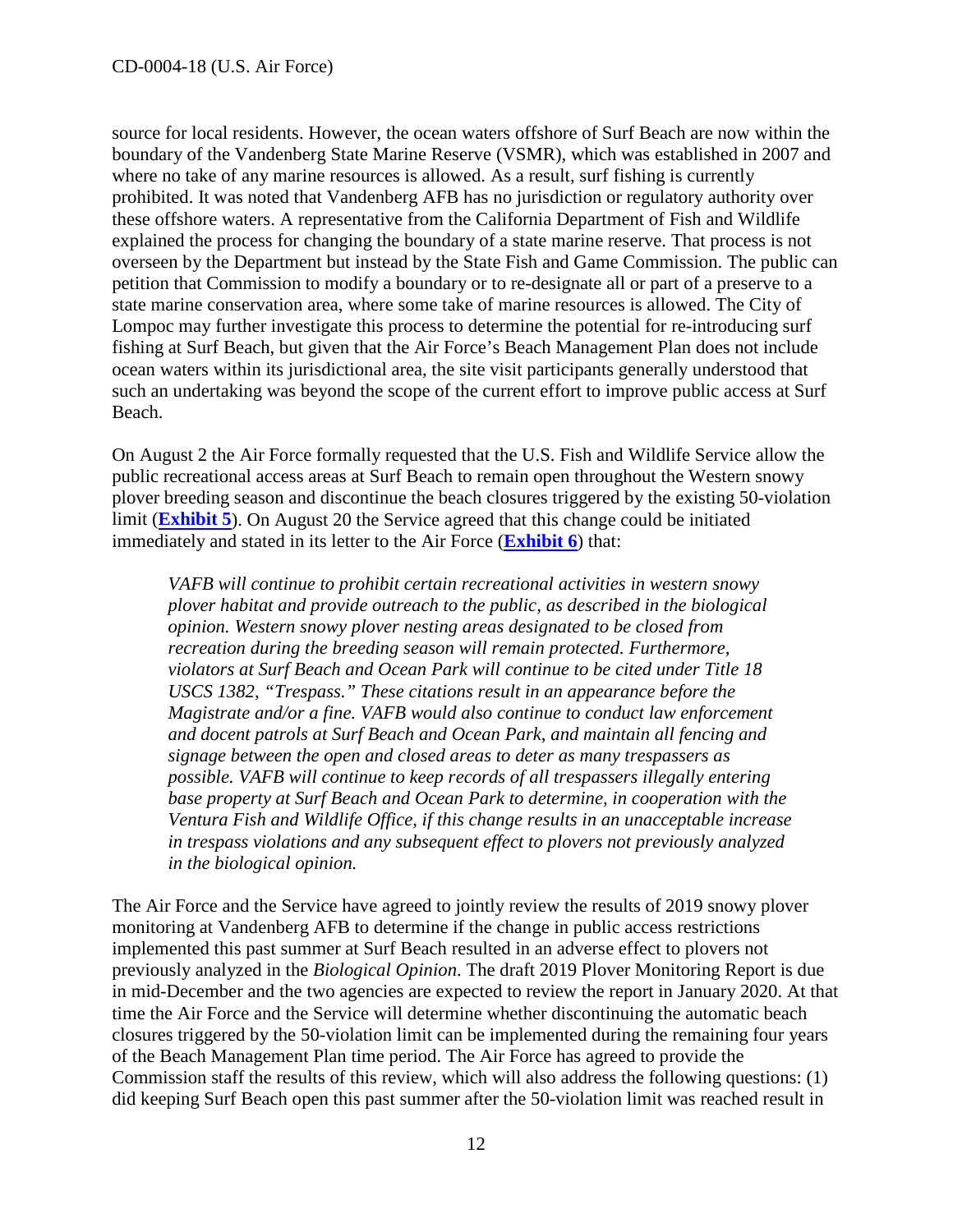source for local residents. However, the ocean waters offshore of Surf Beach are now within the boundary of the Vandenberg State Marine Reserve (VSMR), which was established in 2007 and where no take of any marine resources is allowed. As a result, surf fishing is currently prohibited. It was noted that Vandenberg AFB has no jurisdiction or regulatory authority over these offshore waters. A representative from the California Department of Fish and Wildlife explained the process for changing the boundary of a state marine reserve. That process is not overseen by the Department but instead by the State Fish and Game Commission. The public can petition that Commission to modify a boundary or to re-designate all or part of a preserve to a state marine conservation area, where some take of marine resources is allowed. The City of Lompoc may further investigate this process to determine the potential for re-introducing surf fishing at Surf Beach, but given that the Air Force's Beach Management Plan does not include ocean waters within its jurisdictional area, the site visit participants generally understood that such an undertaking was beyond the scope of the current effort to improve public access at Surf Beach.

On August 2 the Air Force formally requested that the U.S. Fish and Wildlife Service allow the public recreational access areas at Surf Beach to remain open throughout the Western snowy plover breeding season and discontinue the beach closures triggered by the existing 50-violation limit (**Exhibit 5**). On August 20 the Service agreed that this change could be initiated immediately and stated in its letter to the Air Force (**Exhibit 6**) that:

> *VAFB will continue to prohibit certain recreational activities in western snowy plover habitat and provide outreach to the public, as described in the biological opinion. Western snowy plover nesting areas designated to be closed from recreation during the breeding season will remain protected. Furthermore, violators at Surf Beach and Ocean Park will continue to be cited under Title 18 USCS 1382, "Trespass." These citations result in an appearance before the Magistrate and/or a fine. VAFB would also continue to conduct law enforcement and docent patrols at Surf Beach and Ocean Park, and maintain all fencing and signage between the open and closed areas to deter as many trespassers as possible. VAFB will continue to keep records of all trespassers illegally entering base property at Surf Beach and Ocean Park to determine, in cooperation with the Ventura Fish and Wildlife Office, if this change results in an unacceptable increase in trespass violations and any subsequent effect to plovers not previously analyzed in the biological opinion.*

The Air Force and the Service have agreed to jointly review the results of 2019 snowy plover monitoring at Vandenberg AFB to determine if the change in public access restrictions implemented this past summer at Surf Beach resulted in an adverse effect to plovers not previously analyzed in the *Biological Opinion*. The draft 2019 Plover Monitoring Report is due in mid-December and the two agencies are expected to review the report in January 2020. At that time the Air Force and the Service will determine whether discontinuing the automatic beach closures triggered by the 50-violation limit can be implemented during the remaining four years of the Beach Management Plan time period. The Air Force has agreed to provide the Commission staff the results of this review, which will also address the following questions: (1) did keeping Surf Beach open this past summer after the 50-violation limit was reached result in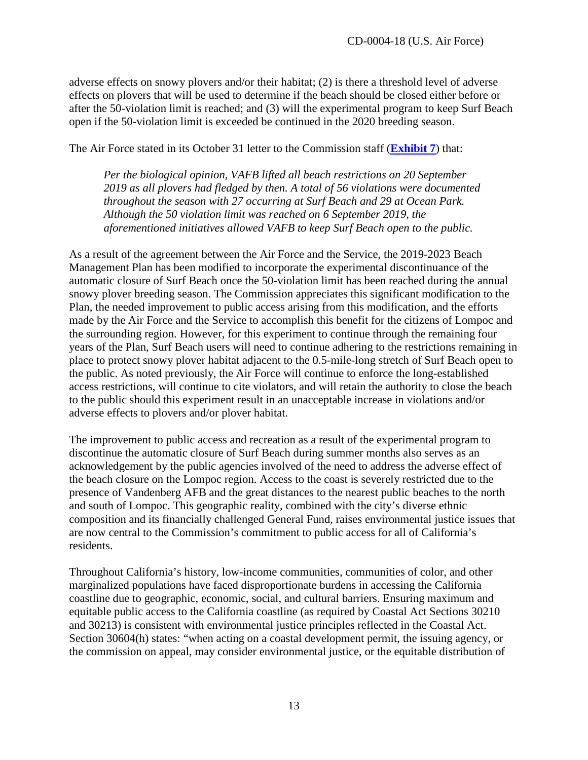adverse effects on snowy plovers and/or their habitat; (2) is there a threshold level of adverse effects on plovers that will be used to determine if the beach should be closed either before or after the 50-violation limit is reached; and (3) will the experimental program to keep Surf Beach open if the 50-violation limit is exceeded be continued in the 2020 breeding season.

The Air Force stated in its October 31 letter to the Commission staff (**Exhibit 7**) that:

> *Per the biological opinion, VAFB lifted all beach restrictions on 20 September 2019 as all plovers had fledged by then. A total of 56 violations were documented throughout the season with 27 occurring at Surf Beach and 29 at Ocean Park. Although the 50 violation limit was reached on 6 September 2019, the aforementioned initiatives allowed VAFB to keep Surf Beach open to the public.*

As a result of the agreement between the Air Force and the Service, the 2019-2023 Beach Management Plan has been modified to incorporate the experimental discontinuance of the automatic closure of Surf Beach once the 50-violation limit has been reached during the annual snowy plover breeding season. The Commission appreciates this significant modification to the Plan, the needed improvement to public access arising from this modification, and the efforts made by the Air Force and the Service to accomplish this benefit for the citizens of Lompoc and the surrounding region. However, for this experiment to continue through the remaining four years of the Plan, Surf Beach users will need to continue adhering to the restrictions remaining in place to protect snowy plover habitat adjacent to the 0.5-mile-long stretch of Surf Beach open to the public. As noted previously, the Air Force will continue to enforce the long-established access restrictions, will continue to cite violators, and will retain the authority to close the beach to the public should this experiment result in an unacceptable increase in violations and/or adverse effects to plovers and/or plover habitat.

The improvement to public access and recreation as a result of the experimental program to discontinue the automatic closure of Surf Beach during summer months also serves as an acknowledgement by the public agencies involved of the need to address the adverse effect of the beach closure on the Lompoc region. Access to the coast is severely restricted due to the presence of Vandenberg AFB and the great distances to the nearest public beaches to the north and south of Lompoc. This geographic reality, combined with the city's diverse ethnic composition and its financially challenged General Fund, raises environmental justice issues that are now central to the Commission's commitment to public access for all of California's residents.

Throughout California's history, low-income communities, communities of color, and other marginalized populations have faced disproportionate burdens in accessing the California coastline due to geographic, economic, social, and cultural barriers. Ensuring maximum and equitable public access to the California coastline (as required by Coastal Act Sections 30210 and 30213) is consistent with environmental justice principles reflected in the Coastal Act. Section 30604(h) states: "when acting on a coastal development permit, the issuing agency, or the commission on appeal, may consider environmental justice, or the equitable distribution of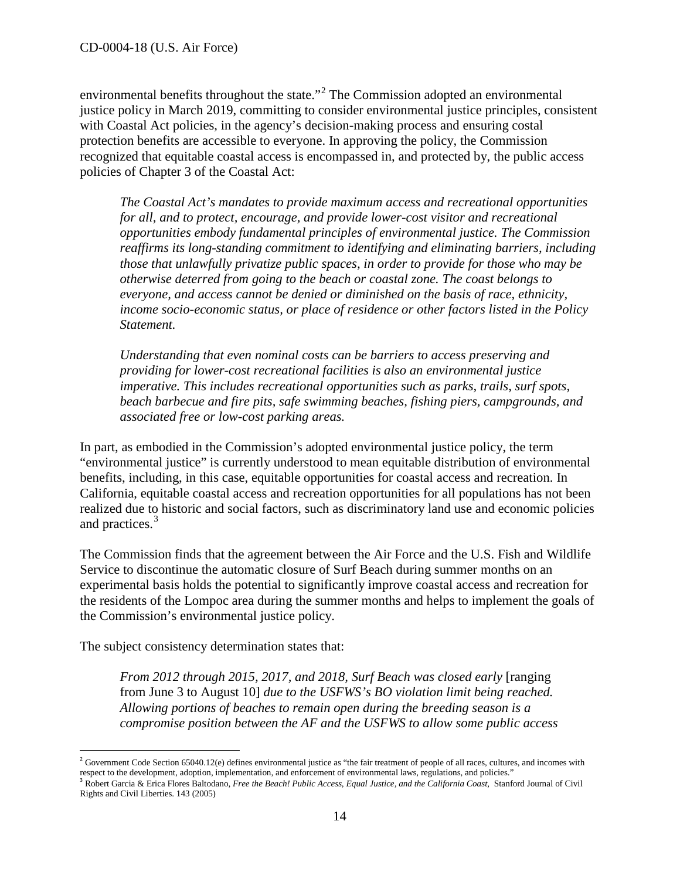environmental benefits throughout the state."[2] The Commission adopted an environmental justice policy in March 2019, committing to consider environmental justice principles, consistent with Coastal Act policies, in the agency's decision-making process and ensuring costal protection benefits are accessible to everyone. In approving the policy, the Commission recognized that equitable coastal access is encompassed in, and protected by, the public access policies of Chapter 3 of the Coastal Act:

> *The Coastal Act's mandates to provide maximum access and recreational opportunities for all, and to protect, encourage, and provide lower-cost visitor and recreational opportunities embody fundamental principles of environmental justice. The Commission reaffirms its long-standing commitment to identifying and eliminating barriers, including those that unlawfully privatize public spaces, in order to provide for those who may be otherwise deterred from going to the beach or coastal zone. The coast belongs to everyone, and access cannot be denied or diminished on the basis of race, ethnicity, income socio-economic status, or place of residence or other factors listed in the Policy Statement.*
>
> *Understanding that even nominal costs can be barriers to access preserving and providing for lower-cost recreational facilities is also an environmental justice imperative. This includes recreational opportunities such as parks, trails, surf spots, beach barbecue and fire pits, safe swimming beaches, fishing piers, campgrounds, and associated free or low-cost parking areas.*

In part, as embodied in the Commission's adopted environmental justice policy, the term "environmental justice" is currently understood to mean equitable distribution of environmental benefits, including, in this case, equitable opportunities for coastal access and recreation. In California, equitable coastal access and recreation opportunities for all populations has not been realized due to historic and social factors, such as discriminatory land use and economic policies and practices.[3]

The Commission finds that the agreement between the Air Force and the U.S. Fish and Wildlife Service to discontinue the automatic closure of Surf Beach during summer months on an experimental basis holds the potential to significantly improve coastal access and recreation for the residents of the Lompoc area during the summer months and helps to implement the goals of the Commission's environmental justice policy.

The subject consistency determination states that:

> *From 2012 through 2015, 2017, and 2018, Surf Beach was closed early* [ranging from June 3 to August 10] *due to the USFWS's BO violation limit being reached. Allowing portions of beaches to remain open during the breeding season is a compromise position between the AF and the USFWS to allow some public access*

---

[2] Government Code Section 65040.12(e) defines environmental justice as "the fair treatment of people of all races, cultures, and incomes with respect to the development, adoption, implementation, and enforcement of environmental laws, regulations, and policies."

[3] Robert Garcia & Erica Flores Baltodano, *Free the Beach! Public Access, Equal Justice, and the California Coast,* Stanford Journal of Civil Rights and Civil Liberties. 143 (2005)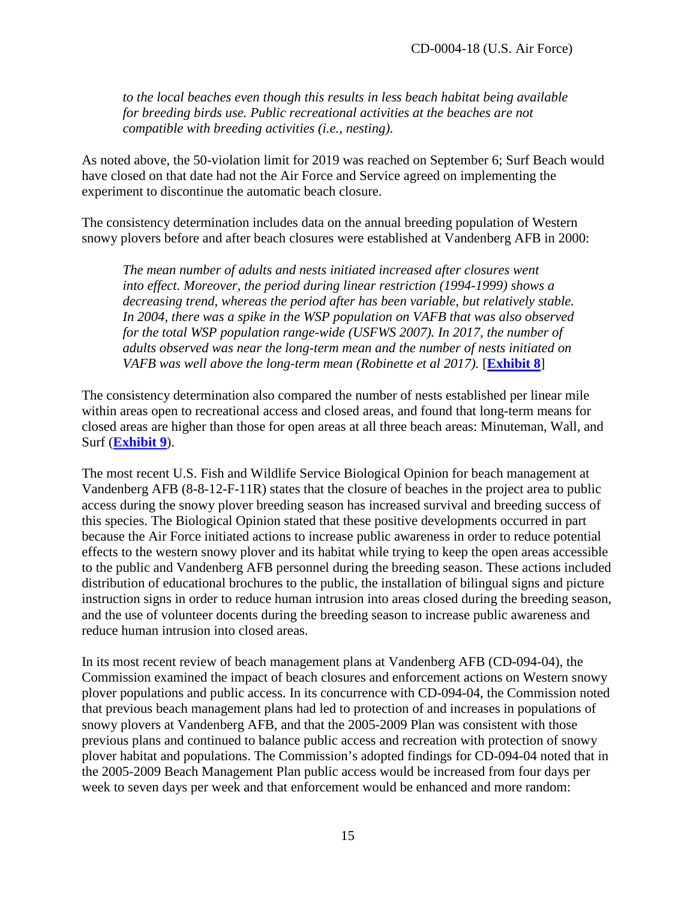*to the local beaches even though this results in less beach habitat being available for breeding birds use. Public recreational activities at the beaches are not compatible with breeding activities (i.e., nesting).*

As noted above, the 50-violation limit for 2019 was reached on September 6; Surf Beach would have closed on that date had not the Air Force and Service agreed on implementing the experiment to discontinue the automatic beach closure.

The consistency determination includes data on the annual breeding population of Western snowy plovers before and after beach closures were established at Vandenberg AFB in 2000:

> *The mean number of adults and nests initiated increased after closures went into effect. Moreover, the period during linear restriction (1994-1999) shows a decreasing trend, whereas the period after has been variable, but relatively stable. In 2004, there was a spike in the WSP population on VAFB that was also observed for the total WSP population range-wide (USFWS 2007). In 2017, the number of adults observed was near the long-term mean and the number of nests initiated on VAFB was well above the long-term mean (Robinette et al 2017).* [**Exhibit 8**]

The consistency determination also compared the number of nests established per linear mile within areas open to recreational access and closed areas, and found that long-term means for closed areas are higher than those for open areas at all three beach areas: Minuteman, Wall, and Surf (**Exhibit 9**).

The most recent U.S. Fish and Wildlife Service Biological Opinion for beach management at Vandenberg AFB (8-8-12-F-11R) states that the closure of beaches in the project area to public access during the snowy plover breeding season has increased survival and breeding success of this species. The Biological Opinion stated that these positive developments occurred in part because the Air Force initiated actions to increase public awareness in order to reduce potential effects to the western snowy plover and its habitat while trying to keep the open areas accessible to the public and Vandenberg AFB personnel during the breeding season. These actions included distribution of educational brochures to the public, the installation of bilingual signs and picture instruction signs in order to reduce human intrusion into areas closed during the breeding season, and the use of volunteer docents during the breeding season to increase public awareness and reduce human intrusion into closed areas.

In its most recent review of beach management plans at Vandenberg AFB (CD-094-04), the Commission examined the impact of beach closures and enforcement actions on Western snowy plover populations and public access. In its concurrence with CD-094-04, the Commission noted that previous beach management plans had led to protection of and increases in populations of snowy plovers at Vandenberg AFB, and that the 2005-2009 Plan was consistent with those previous plans and continued to balance public access and recreation with protection of snowy plover habitat and populations. The Commission's adopted findings for CD-094-04 noted that in the 2005-2009 Beach Management Plan public access would be increased from four days per week to seven days per week and that enforcement would be enhanced and more random: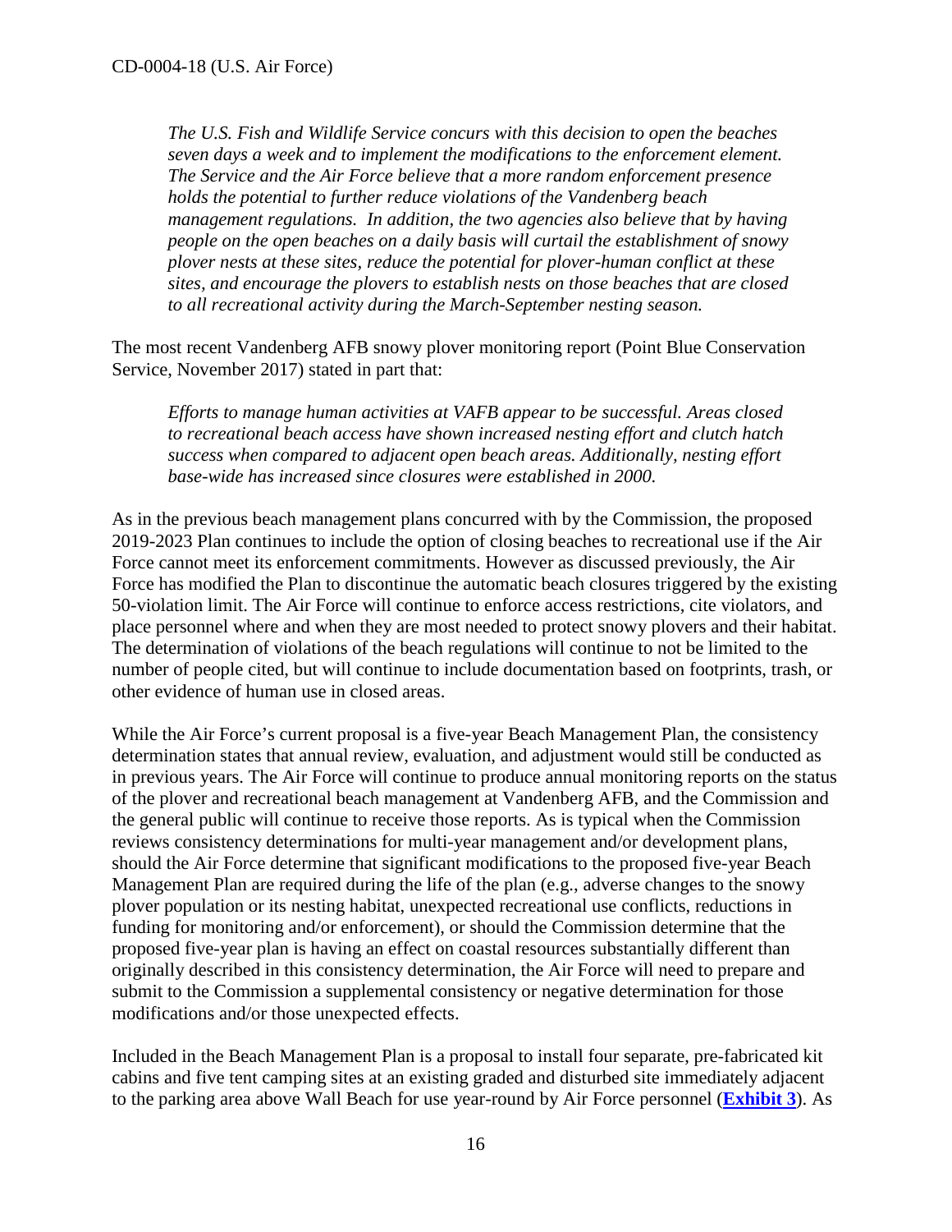*The U.S. Fish and Wildlife Service concurs with this decision to open the beaches seven days a week and to implement the modifications to the enforcement element. The Service and the Air Force believe that a more random enforcement presence holds the potential to further reduce violations of the Vandenberg beach management regulations. In addition, the two agencies also believe that by having people on the open beaches on a daily basis will curtail the establishment of snowy plover nests at these sites, reduce the potential for plover-human conflict at these sites, and encourage the plovers to establish nests on those beaches that are closed to all recreational activity during the March-September nesting season.*

The most recent Vandenberg AFB snowy plover monitoring report (Point Blue Conservation Service, November 2017) stated in part that:

*Efforts to manage human activities at VAFB appear to be successful. Areas closed to recreational beach access have shown increased nesting effort and clutch hatch success when compared to adjacent open beach areas. Additionally, nesting effort base-wide has increased since closures were established in 2000.*

As in the previous beach management plans concurred with by the Commission, the proposed 2019-2023 Plan continues to include the option of closing beaches to recreational use if the Air Force cannot meet its enforcement commitments. However as discussed previously, the Air Force has modified the Plan to discontinue the automatic beach closures triggered by the existing 50-violation limit. The Air Force will continue to enforce access restrictions, cite violators, and place personnel where and when they are most needed to protect snowy plovers and their habitat. The determination of violations of the beach regulations will continue to not be limited to the number of people cited, but will continue to include documentation based on footprints, trash, or other evidence of human use in closed areas.

While the Air Force's current proposal is a five-year Beach Management Plan, the consistency determination states that annual review, evaluation, and adjustment would still be conducted as in previous years. The Air Force will continue to produce annual monitoring reports on the status of the plover and recreational beach management at Vandenberg AFB, and the Commission and the general public will continue to receive those reports. As is typical when the Commission reviews consistency determinations for multi-year management and/or development plans, should the Air Force determine that significant modifications to the proposed five-year Beach Management Plan are required during the life of the plan (e.g., adverse changes to the snowy plover population or its nesting habitat, unexpected recreational use conflicts, reductions in funding for monitoring and/or enforcement), or should the Commission determine that the proposed five-year plan is having an effect on coastal resources substantially different than originally described in this consistency determination, the Air Force will need to prepare and submit to the Commission a supplemental consistency or negative determination for those modifications and/or those unexpected effects.

Included in the Beach Management Plan is a proposal to install four separate, pre-fabricated kit cabins and five tent camping sites at an existing graded and disturbed site immediately adjacent to the parking area above Wall Beach for use year-round by Air Force personnel (**Exhibit 3**). As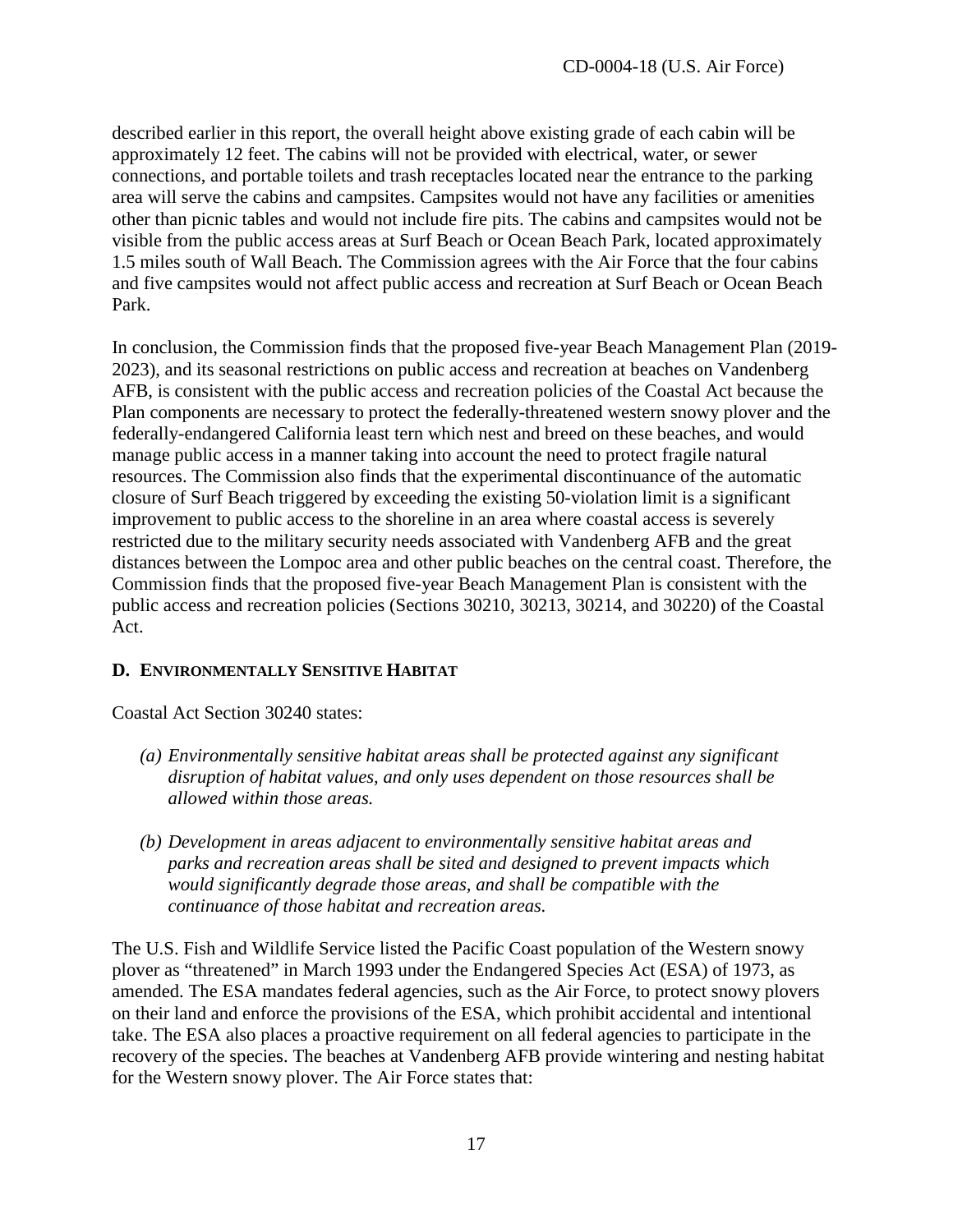described earlier in this report, the overall height above existing grade of each cabin will be approximately 12 feet. The cabins will not be provided with electrical, water, or sewer connections, and portable toilets and trash receptacles located near the entrance to the parking area will serve the cabins and campsites. Campsites would not have any facilities or amenities other than picnic tables and would not include fire pits. The cabins and campsites would not be visible from the public access areas at Surf Beach or Ocean Beach Park, located approximately 1.5 miles south of Wall Beach. The Commission agrees with the Air Force that the four cabins and five campsites would not affect public access and recreation at Surf Beach or Ocean Beach Park.

In conclusion, the Commission finds that the proposed five-year Beach Management Plan (2019-2023), and its seasonal restrictions on public access and recreation at beaches on Vandenberg AFB, is consistent with the public access and recreation policies of the Coastal Act because the Plan components are necessary to protect the federally-threatened western snowy plover and the federally-endangered California least tern which nest and breed on these beaches, and would manage public access in a manner taking into account the need to protect fragile natural resources. The Commission also finds that the experimental discontinuance of the automatic closure of Surf Beach triggered by exceeding the existing 50-violation limit is a significant improvement to public access to the shoreline in an area where coastal access is severely restricted due to the military security needs associated with Vandenberg AFB and the great distances between the Lompoc area and other public beaches on the central coast. Therefore, the Commission finds that the proposed five-year Beach Management Plan is consistent with the public access and recreation policies (Sections 30210, 30213, 30214, and 30220) of the Coastal Act.

### D. Environmentally Sensitive Habitat

Coastal Act Section 30240 states:

> *(a) Environmentally sensitive habitat areas shall be protected against any significant disruption of habitat values, and only uses dependent on those resources shall be allowed within those areas.*
>
> *(b) Development in areas adjacent to environmentally sensitive habitat areas and parks and recreation areas shall be sited and designed to prevent impacts which would significantly degrade those areas, and shall be compatible with the continuance of those habitat and recreation areas.*

The U.S. Fish and Wildlife Service listed the Pacific Coast population of the Western snowy plover as "threatened" in March 1993 under the Endangered Species Act (ESA) of 1973, as amended. The ESA mandates federal agencies, such as the Air Force, to protect snowy plovers on their land and enforce the provisions of the ESA, which prohibit accidental and intentional take. The ESA also places a proactive requirement on all federal agencies to participate in the recovery of the species. The beaches at Vandenberg AFB provide wintering and nesting habitat for the Western snowy plover. The Air Force states that: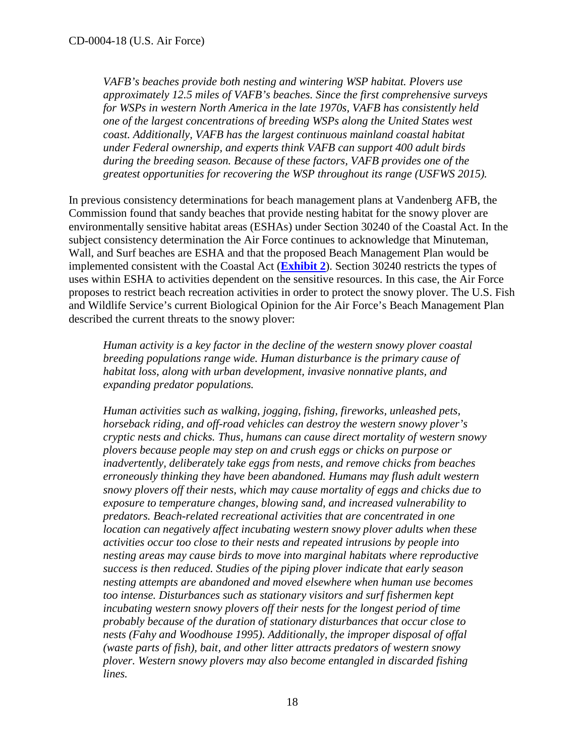*VAFB's beaches provide both nesting and wintering WSP habitat. Plovers use approximately 12.5 miles of VAFB's beaches. Since the first comprehensive surveys for WSPs in western North America in the late 1970s, VAFB has consistently held one of the largest concentrations of breeding WSPs along the United States west coast. Additionally, VAFB has the largest continuous mainland coastal habitat under Federal ownership, and experts think VAFB can support 400 adult birds during the breeding season. Because of these factors, VAFB provides one of the greatest opportunities for recovering the WSP throughout its range (USFWS 2015).*

In previous consistency determinations for beach management plans at Vandenberg AFB, the Commission found that sandy beaches that provide nesting habitat for the snowy plover are environmentally sensitive habitat areas (ESHAs) under Section 30240 of the Coastal Act. In the subject consistency determination the Air Force continues to acknowledge that Minuteman, Wall, and Surf beaches are ESHA and that the proposed Beach Management Plan would be implemented consistent with the Coastal Act (**Exhibit 2**). Section 30240 restricts the types of uses within ESHA to activities dependent on the sensitive resources. In this case, the Air Force proposes to restrict beach recreation activities in order to protect the snowy plover. The U.S. Fish and Wildlife Service's current Biological Opinion for the Air Force's Beach Management Plan described the current threats to the snowy plover:

*Human activity is a key factor in the decline of the western snowy plover coastal breeding populations range wide. Human disturbance is the primary cause of habitat loss, along with urban development, invasive nonnative plants, and expanding predator populations.*

*Human activities such as walking, jogging, fishing, fireworks, unleashed pets, horseback riding, and off-road vehicles can destroy the western snowy plover's cryptic nests and chicks. Thus, humans can cause direct mortality of western snowy plovers because people may step on and crush eggs or chicks on purpose or inadvertently, deliberately take eggs from nests, and remove chicks from beaches erroneously thinking they have been abandoned. Humans may flush adult western snowy plovers off their nests, which may cause mortality of eggs and chicks due to exposure to temperature changes, blowing sand, and increased vulnerability to predators. Beach-related recreational activities that are concentrated in one location can negatively affect incubating western snowy plover adults when these activities occur too close to their nests and repeated intrusions by people into nesting areas may cause birds to move into marginal habitats where reproductive success is then reduced. Studies of the piping plover indicate that early season nesting attempts are abandoned and moved elsewhere when human use becomes too intense. Disturbances such as stationary visitors and surf fishermen kept incubating western snowy plovers off their nests for the longest period of time probably because of the duration of stationary disturbances that occur close to nests (Fahy and Woodhouse 1995). Additionally, the improper disposal of offal (waste parts of fish), bait, and other litter attracts predators of western snowy plover. Western snowy plovers may also become entangled in discarded fishing lines.*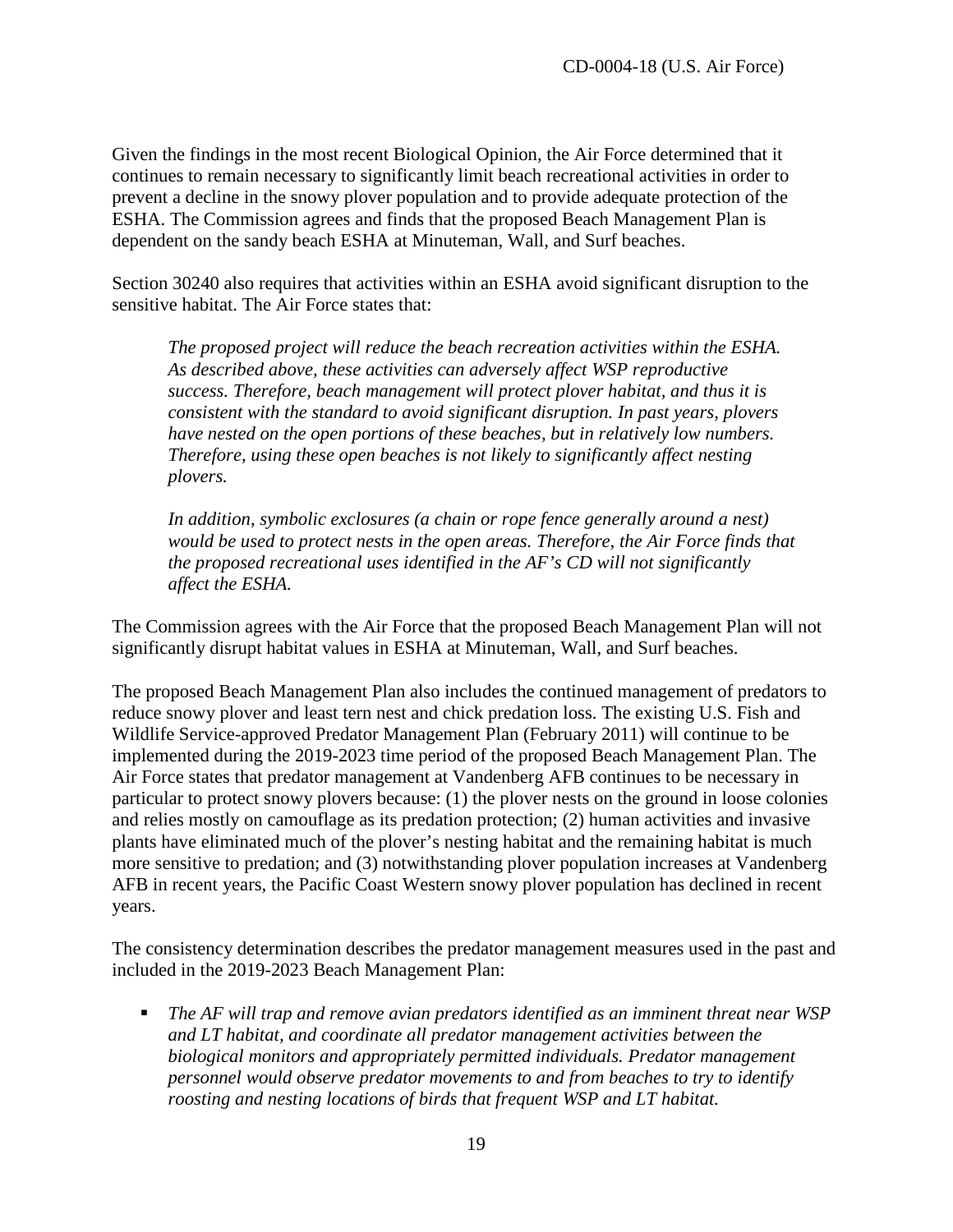Given the findings in the most recent Biological Opinion, the Air Force determined that it continues to remain necessary to significantly limit beach recreational activities in order to prevent a decline in the snowy plover population and to provide adequate protection of the ESHA. The Commission agrees and finds that the proposed Beach Management Plan is dependent on the sandy beach ESHA at Minuteman, Wall, and Surf beaches.

Section 30240 also requires that activities within an ESHA avoid significant disruption to the sensitive habitat. The Air Force states that:

> *The proposed project will reduce the beach recreation activities within the ESHA. As described above, these activities can adversely affect WSP reproductive success. Therefore, beach management will protect plover habitat, and thus it is consistent with the standard to avoid significant disruption. In past years, plovers have nested on the open portions of these beaches, but in relatively low numbers. Therefore, using these open beaches is not likely to significantly affect nesting plovers.*
>
> *In addition, symbolic exclosures (a chain or rope fence generally around a nest) would be used to protect nests in the open areas. Therefore, the Air Force finds that the proposed recreational uses identified in the AF's CD will not significantly affect the ESHA.*

The Commission agrees with the Air Force that the proposed Beach Management Plan will not significantly disrupt habitat values in ESHA at Minuteman, Wall, and Surf beaches.

The proposed Beach Management Plan also includes the continued management of predators to reduce snowy plover and least tern nest and chick predation loss. The existing U.S. Fish and Wildlife Service-approved Predator Management Plan (February 2011) will continue to be implemented during the 2019-2023 time period of the proposed Beach Management Plan. The Air Force states that predator management at Vandenberg AFB continues to be necessary in particular to protect snowy plovers because: (1) the plover nests on the ground in loose colonies and relies mostly on camouflage as its predation protection; (2) human activities and invasive plants have eliminated much of the plover's nesting habitat and the remaining habitat is much more sensitive to predation; and (3) notwithstanding plover population increases at Vandenberg AFB in recent years, the Pacific Coast Western snowy plover population has declined in recent years.

The consistency determination describes the predator management measures used in the past and included in the 2019-2023 Beach Management Plan:

- *The AF will trap and remove avian predators identified as an imminent threat near WSP and LT habitat, and coordinate all predator management activities between the biological monitors and appropriately permitted individuals. Predator management personnel would observe predator movements to and from beaches to try to identify roosting and nesting locations of birds that frequent WSP and LT habitat.*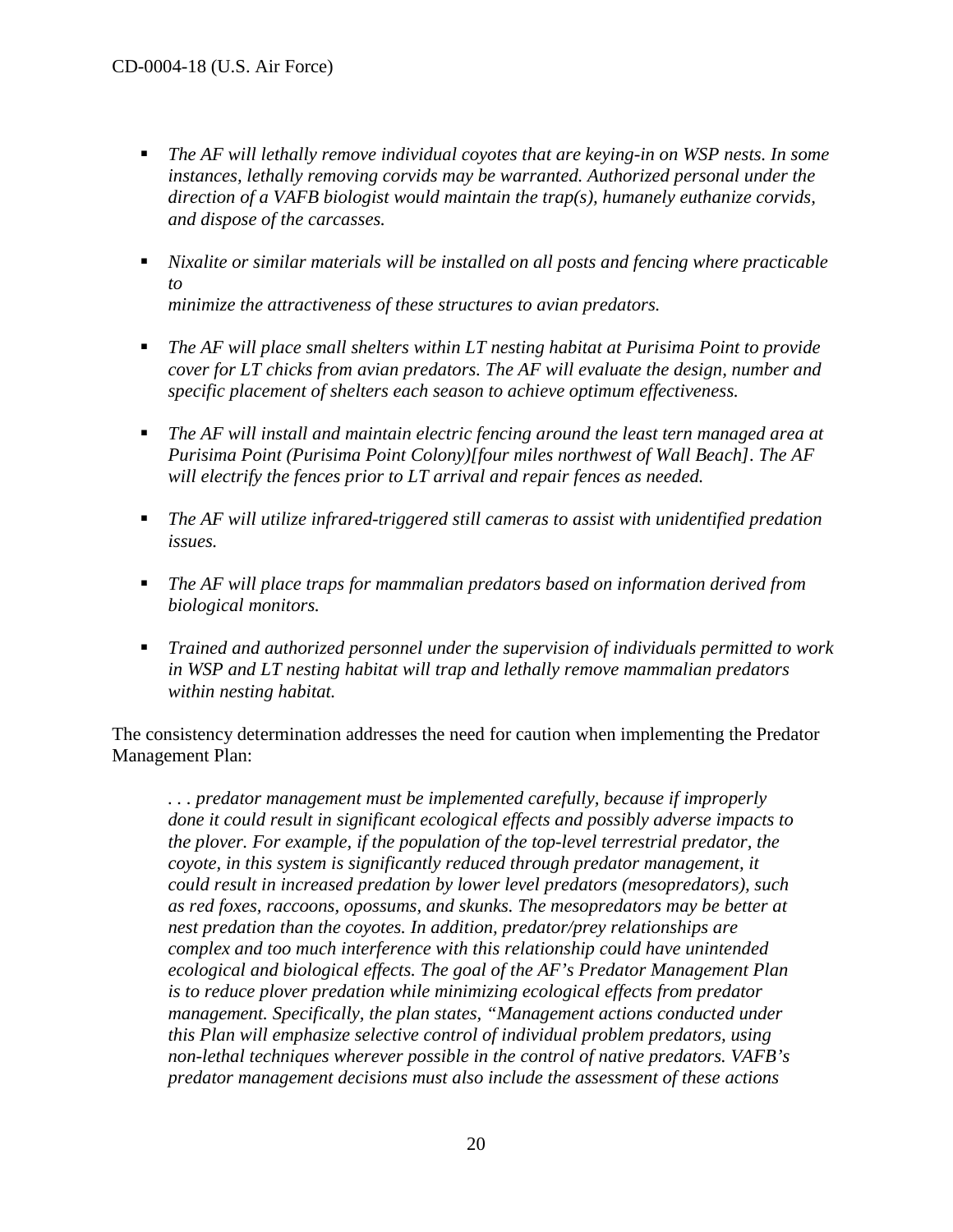- *The AF will lethally remove individual coyotes that are keying-in on WSP nests. In some instances, lethally removing corvids may be warranted. Authorized personal under the direction of a VAFB biologist would maintain the trap(s), humanely euthanize corvids, and dispose of the carcasses.*

- *Nixalite or similar materials will be installed on all posts and fencing where practicable to minimize the attractiveness of these structures to avian predators.*

- *The AF will place small shelters within LT nesting habitat at Purisima Point to provide cover for LT chicks from avian predators. The AF will evaluate the design, number and specific placement of shelters each season to achieve optimum effectiveness.*

- *The AF will install and maintain electric fencing around the least tern managed area at Purisima Point (Purisima Point Colony)[four miles northwest of Wall Beach]. The AF will electrify the fences prior to LT arrival and repair fences as needed.*

- *The AF will utilize infrared-triggered still cameras to assist with unidentified predation issues.*

- *The AF will place traps for mammalian predators based on information derived from biological monitors.*

- *Trained and authorized personnel under the supervision of individuals permitted to work in WSP and LT nesting habitat will trap and lethally remove mammalian predators within nesting habitat.*

The consistency determination addresses the need for caution when implementing the Predator Management Plan:

> *. . . predator management must be implemented carefully, because if improperly done it could result in significant ecological effects and possibly adverse impacts to the plover. For example, if the population of the top-level terrestrial predator, the coyote, in this system is significantly reduced through predator management, it could result in increased predation by lower level predators (mesopredators), such as red foxes, raccoons, opossums, and skunks. The mesopredators may be better at nest predation than the coyotes. In addition, predator/prey relationships are complex and too much interference with this relationship could have unintended ecological and biological effects. The goal of the AF's Predator Management Plan is to reduce plover predation while minimizing ecological effects from predator management. Specifically, the plan states, "Management actions conducted under this Plan will emphasize selective control of individual problem predators, using non-lethal techniques wherever possible in the control of native predators. VAFB's predator management decisions must also include the assessment of these actions*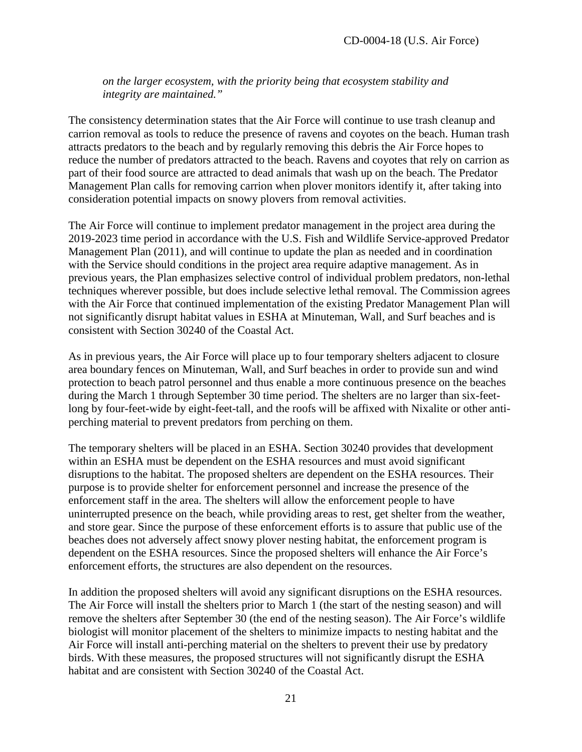*on the larger ecosystem, with the priority being that ecosystem stability and integrity are maintained."*

The consistency determination states that the Air Force will continue to use trash cleanup and carrion removal as tools to reduce the presence of ravens and coyotes on the beach. Human trash attracts predators to the beach and by regularly removing this debris the Air Force hopes to reduce the number of predators attracted to the beach. Ravens and coyotes that rely on carrion as part of their food source are attracted to dead animals that wash up on the beach. The Predator Management Plan calls for removing carrion when plover monitors identify it, after taking into consideration potential impacts on snowy plovers from removal activities.

The Air Force will continue to implement predator management in the project area during the 2019-2023 time period in accordance with the U.S. Fish and Wildlife Service-approved Predator Management Plan (2011), and will continue to update the plan as needed and in coordination with the Service should conditions in the project area require adaptive management. As in previous years, the Plan emphasizes selective control of individual problem predators, non-lethal techniques wherever possible, but does include selective lethal removal. The Commission agrees with the Air Force that continued implementation of the existing Predator Management Plan will not significantly disrupt habitat values in ESHA at Minuteman, Wall, and Surf beaches and is consistent with Section 30240 of the Coastal Act.

As in previous years, the Air Force will place up to four temporary shelters adjacent to closure area boundary fences on Minuteman, Wall, and Surf beaches in order to provide sun and wind protection to beach patrol personnel and thus enable a more continuous presence on the beaches during the March 1 through September 30 time period. The shelters are no larger than six-feet-long by four-feet-wide by eight-feet-tall, and the roofs will be affixed with Nixalite or other anti-perching material to prevent predators from perching on them.

The temporary shelters will be placed in an ESHA. Section 30240 provides that development within an ESHA must be dependent on the ESHA resources and must avoid significant disruptions to the habitat. The proposed shelters are dependent on the ESHA resources. Their purpose is to provide shelter for enforcement personnel and increase the presence of the enforcement staff in the area. The shelters will allow the enforcement people to have uninterrupted presence on the beach, while providing areas to rest, get shelter from the weather, and store gear. Since the purpose of these enforcement efforts is to assure that public use of the beaches does not adversely affect snowy plover nesting habitat, the enforcement program is dependent on the ESHA resources. Since the proposed shelters will enhance the Air Force's enforcement efforts, the structures are also dependent on the resources.

In addition the proposed shelters will avoid any significant disruptions on the ESHA resources. The Air Force will install the shelters prior to March 1 (the start of the nesting season) and will remove the shelters after September 30 (the end of the nesting season). The Air Force's wildlife biologist will monitor placement of the shelters to minimize impacts to nesting habitat and the Air Force will install anti-perching material on the shelters to prevent their use by predatory birds. With these measures, the proposed structures will not significantly disrupt the ESHA habitat and are consistent with Section 30240 of the Coastal Act.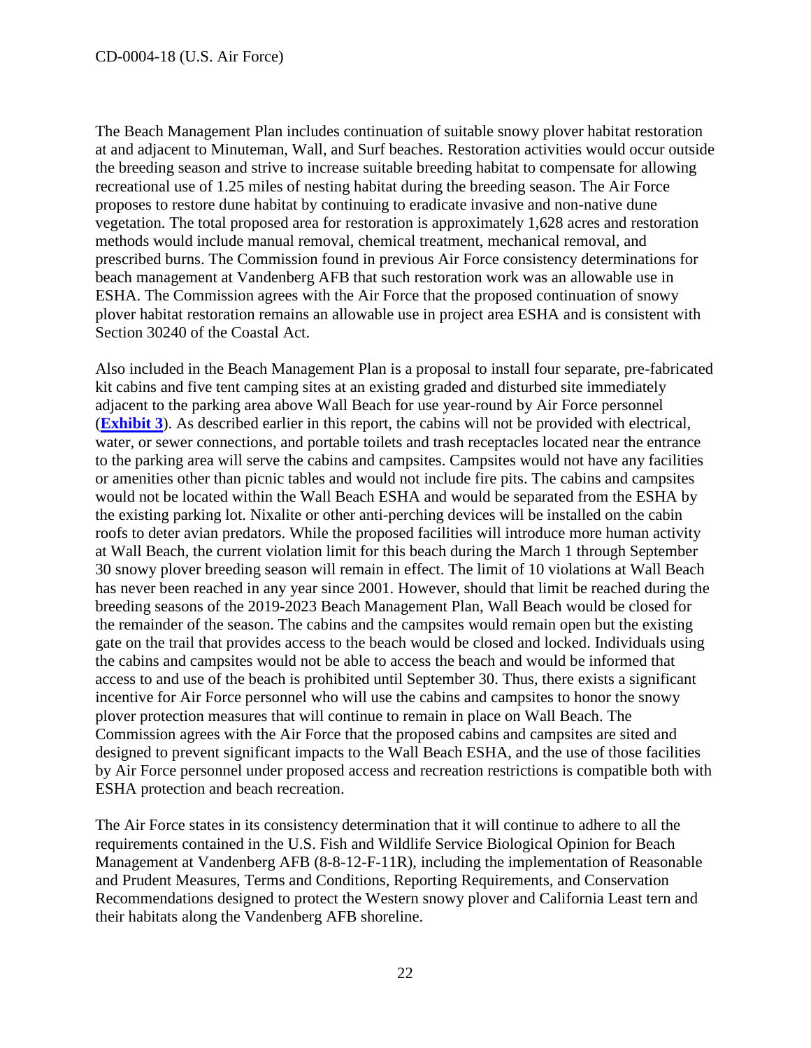The Beach Management Plan includes continuation of suitable snowy plover habitat restoration at and adjacent to Minuteman, Wall, and Surf beaches. Restoration activities would occur outside the breeding season and strive to increase suitable breeding habitat to compensate for allowing recreational use of 1.25 miles of nesting habitat during the breeding season. The Air Force proposes to restore dune habitat by continuing to eradicate invasive and non-native dune vegetation. The total proposed area for restoration is approximately 1,628 acres and restoration methods would include manual removal, chemical treatment, mechanical removal, and prescribed burns. The Commission found in previous Air Force consistency determinations for beach management at Vandenberg AFB that such restoration work was an allowable use in ESHA. The Commission agrees with the Air Force that the proposed continuation of snowy plover habitat restoration remains an allowable use in project area ESHA and is consistent with Section 30240 of the Coastal Act.

Also included in the Beach Management Plan is a proposal to install four separate, pre-fabricated kit cabins and five tent camping sites at an existing graded and disturbed site immediately adjacent to the parking area above Wall Beach for use year-round by Air Force personnel (**Exhibit 3**). As described earlier in this report, the cabins will not be provided with electrical, water, or sewer connections, and portable toilets and trash receptacles located near the entrance to the parking area will serve the cabins and campsites. Campsites would not have any facilities or amenities other than picnic tables and would not include fire pits. The cabins and campsites would not be located within the Wall Beach ESHA and would be separated from the ESHA by the existing parking lot. Nixalite or other anti-perching devices will be installed on the cabin roofs to deter avian predators. While the proposed facilities will introduce more human activity at Wall Beach, the current violation limit for this beach during the March 1 through September 30 snowy plover breeding season will remain in effect. The limit of 10 violations at Wall Beach has never been reached in any year since 2001. However, should that limit be reached during the breeding seasons of the 2019-2023 Beach Management Plan, Wall Beach would be closed for the remainder of the season. The cabins and the campsites would remain open but the existing gate on the trail that provides access to the beach would be closed and locked. Individuals using the cabins and campsites would not be able to access the beach and would be informed that access to and use of the beach is prohibited until September 30. Thus, there exists a significant incentive for Air Force personnel who will use the cabins and campsites to honor the snowy plover protection measures that will continue to remain in place on Wall Beach. The Commission agrees with the Air Force that the proposed cabins and campsites are sited and designed to prevent significant impacts to the Wall Beach ESHA, and the use of those facilities by Air Force personnel under proposed access and recreation restrictions is compatible both with ESHA protection and beach recreation.

The Air Force states in its consistency determination that it will continue to adhere to all the requirements contained in the U.S. Fish and Wildlife Service Biological Opinion for Beach Management at Vandenberg AFB (8-8-12-F-11R), including the implementation of Reasonable and Prudent Measures, Terms and Conditions, Reporting Requirements, and Conservation Recommendations designed to protect the Western snowy plover and California Least tern and their habitats along the Vandenberg AFB shoreline.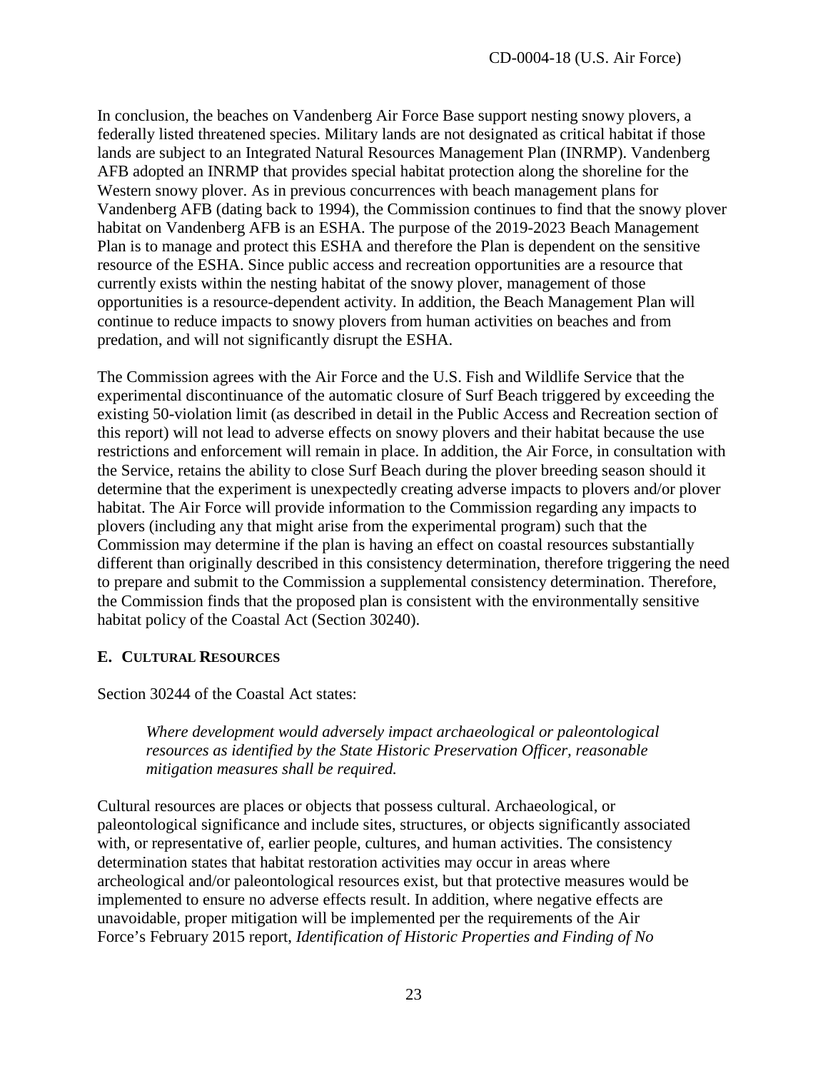In conclusion, the beaches on Vandenberg Air Force Base support nesting snowy plovers, a federally listed threatened species. Military lands are not designated as critical habitat if those lands are subject to an Integrated Natural Resources Management Plan (INRMP). Vandenberg AFB adopted an INRMP that provides special habitat protection along the shoreline for the Western snowy plover. As in previous concurrences with beach management plans for Vandenberg AFB (dating back to 1994), the Commission continues to find that the snowy plover habitat on Vandenberg AFB is an ESHA. The purpose of the 2019-2023 Beach Management Plan is to manage and protect this ESHA and therefore the Plan is dependent on the sensitive resource of the ESHA. Since public access and recreation opportunities are a resource that currently exists within the nesting habitat of the snowy plover, management of those opportunities is a resource-dependent activity. In addition, the Beach Management Plan will continue to reduce impacts to snowy plovers from human activities on beaches and from predation, and will not significantly disrupt the ESHA.

The Commission agrees with the Air Force and the U.S. Fish and Wildlife Service that the experimental discontinuance of the automatic closure of Surf Beach triggered by exceeding the existing 50-violation limit (as described in detail in the Public Access and Recreation section of this report) will not lead to adverse effects on snowy plovers and their habitat because the use restrictions and enforcement will remain in place. In addition, the Air Force, in consultation with the Service, retains the ability to close Surf Beach during the plover breeding season should it determine that the experiment is unexpectedly creating adverse impacts to plovers and/or plover habitat. The Air Force will provide information to the Commission regarding any impacts to plovers (including any that might arise from the experimental program) such that the Commission may determine if the plan is having an effect on coastal resources substantially different than originally described in this consistency determination, therefore triggering the need to prepare and submit to the Commission a supplemental consistency determination. Therefore, the Commission finds that the proposed plan is consistent with the environmentally sensitive habitat policy of the Coastal Act (Section 30240).

## E. Cultural Resources

Section 30244 of the Coastal Act states:

> *Where development would adversely impact archaeological or paleontological resources as identified by the State Historic Preservation Officer, reasonable mitigation measures shall be required.*

Cultural resources are places or objects that possess cultural. Archaeological, or paleontological significance and include sites, structures, or objects significantly associated with, or representative of, earlier people, cultures, and human activities. The consistency determination states that habitat restoration activities may occur in areas where archeological and/or paleontological resources exist, but that protective measures would be implemented to ensure no adverse effects result. In addition, where negative effects are unavoidable, proper mitigation will be implemented per the requirements of the Air Force's February 2015 report, *Identification of Historic Properties and Finding of No*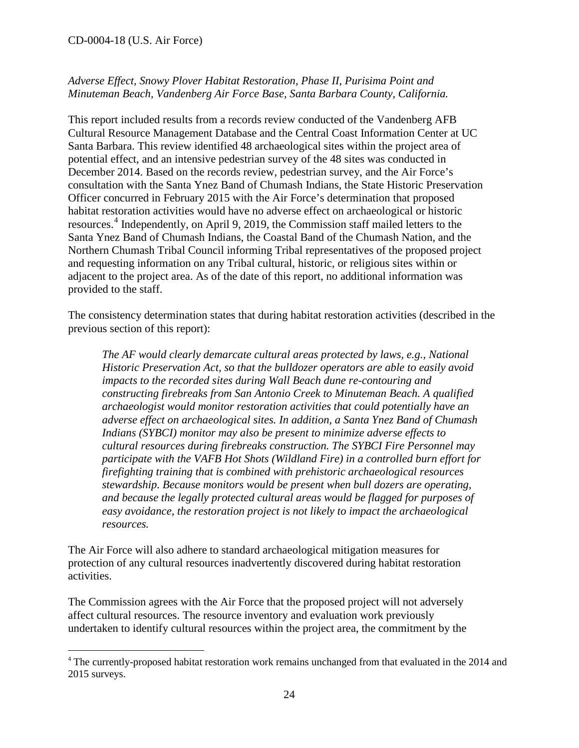*Adverse Effect, Snowy Plover Habitat Restoration, Phase II, Purisima Point and Minuteman Beach, Vandenberg Air Force Base, Santa Barbara County, California.*

This report included results from a records review conducted of the Vandenberg AFB Cultural Resource Management Database and the Central Coast Information Center at UC Santa Barbara. This review identified 48 archaeological sites within the project area of potential effect, and an intensive pedestrian survey of the 48 sites was conducted in December 2014. Based on the records review, pedestrian survey, and the Air Force's consultation with the Santa Ynez Band of Chumash Indians, the State Historic Preservation Officer concurred in February 2015 with the Air Force's determination that proposed habitat restoration activities would have no adverse effect on archaeological or historic resources.[4] Independently, on April 9, 2019, the Commission staff mailed letters to the Santa Ynez Band of Chumash Indians, the Coastal Band of the Chumash Nation, and the Northern Chumash Tribal Council informing Tribal representatives of the proposed project and requesting information on any Tribal cultural, historic, or religious sites within or adjacent to the project area. As of the date of this report, no additional information was provided to the staff.

The consistency determination states that during habitat restoration activities (described in the previous section of this report):

> *The AF would clearly demarcate cultural areas protected by laws, e.g., National Historic Preservation Act, so that the bulldozer operators are able to easily avoid impacts to the recorded sites during Wall Beach dune re-contouring and constructing firebreaks from San Antonio Creek to Minuteman Beach. A qualified archaeologist would monitor restoration activities that could potentially have an adverse effect on archaeological sites. In addition, a Santa Ynez Band of Chumash Indians (SYBCI) monitor may also be present to minimize adverse effects to cultural resources during firebreaks construction. The SYBCI Fire Personnel may participate with the VAFB Hot Shots (Wildland Fire) in a controlled burn effort for firefighting training that is combined with prehistoric archaeological resources stewardship. Because monitors would be present when bull dozers are operating, and because the legally protected cultural areas would be flagged for purposes of easy avoidance, the restoration project is not likely to impact the archaeological resources.*

The Air Force will also adhere to standard archaeological mitigation measures for protection of any cultural resources inadvertently discovered during habitat restoration activities.

The Commission agrees with the Air Force that the proposed project will not adversely affect cultural resources. The resource inventory and evaluation work previously undertaken to identify cultural resources within the project area, the commitment by the

---

[4] The currently-proposed habitat restoration work remains unchanged from that evaluated in the 2014 and 2015 surveys.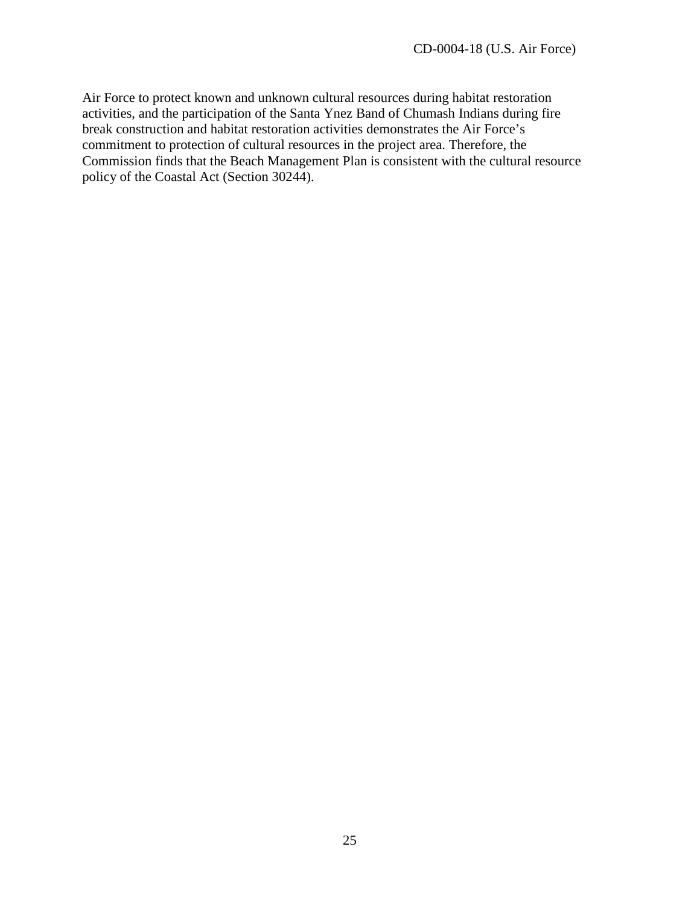Air Force to protect known and unknown cultural resources during habitat restoration activities, and the participation of the Santa Ynez Band of Chumash Indians during fire break construction and habitat restoration activities demonstrates the Air Force's commitment to protection of cultural resources in the project area. Therefore, the Commission finds that the Beach Management Plan is consistent with the cultural resource policy of the Coastal Act (Section 30244).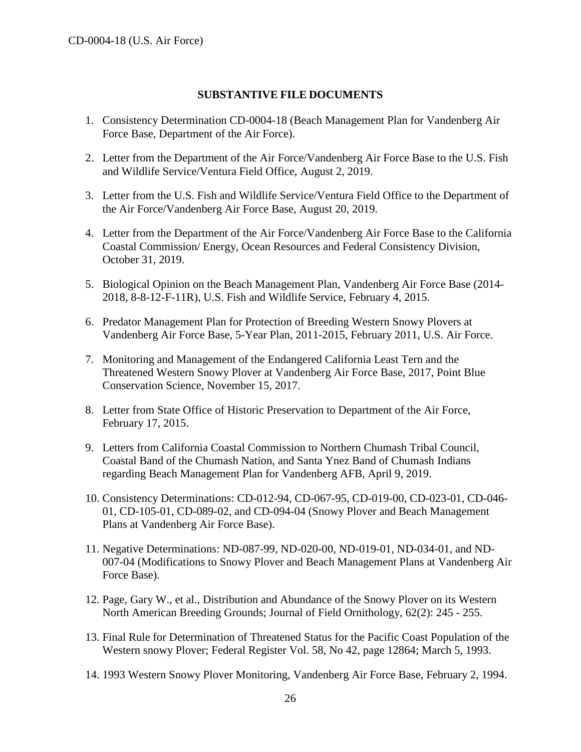## SUBSTANTIVE FILE DOCUMENTS

1. Consistency Determination CD-0004-18 (Beach Management Plan for Vandenberg Air Force Base, Department of the Air Force).

2. Letter from the Department of the Air Force/Vandenberg Air Force Base to the U.S. Fish and Wildlife Service/Ventura Field Office, August 2, 2019.

3. Letter from the U.S. Fish and Wildlife Service/Ventura Field Office to the Department of the Air Force/Vandenberg Air Force Base, August 20, 2019.

4. Letter from the Department of the Air Force/Vandenberg Air Force Base to the California Coastal Commission/ Energy, Ocean Resources and Federal Consistency Division, October 31, 2019.

5. Biological Opinion on the Beach Management Plan, Vandenberg Air Force Base (2014-2018, 8-8-12-F-11R), U.S. Fish and Wildlife Service, February 4, 2015.

6. Predator Management Plan for Protection of Breeding Western Snowy Plovers at Vandenberg Air Force Base, 5-Year Plan, 2011-2015, February 2011, U.S. Air Force.

7. Monitoring and Management of the Endangered California Least Tern and the Threatened Western Snowy Plover at Vandenberg Air Force Base, 2017, Point Blue Conservation Science, November 15, 2017.

8. Letter from State Office of Historic Preservation to Department of the Air Force, February 17, 2015.

9. Letters from California Coastal Commission to Northern Chumash Tribal Council, Coastal Band of the Chumash Nation, and Santa Ynez Band of Chumash Indians regarding Beach Management Plan for Vandenberg AFB, April 9, 2019.

10. Consistency Determinations: CD-012-94, CD-067-95, CD-019-00, CD-023-01, CD-046-01, CD-105-01, CD-089-02, and CD-094-04 (Snowy Plover and Beach Management Plans at Vandenberg Air Force Base).

11. Negative Determinations: ND-087-99, ND-020-00, ND-019-01, ND-034-01, and ND-007-04 (Modifications to Snowy Plover and Beach Management Plans at Vandenberg Air Force Base).

12. Page, Gary W., et al., Distribution and Abundance of the Snowy Plover on its Western North American Breeding Grounds; Journal of Field Ornithology, 62(2): 245 - 255.

13. Final Rule for Determination of Threatened Status for the Pacific Coast Population of the Western snowy Plover; Federal Register Vol. 58, No 42, page 12864; March 5, 1993.

14. 1993 Western Snowy Plover Monitoring, Vandenberg Air Force Base, February 2, 1994.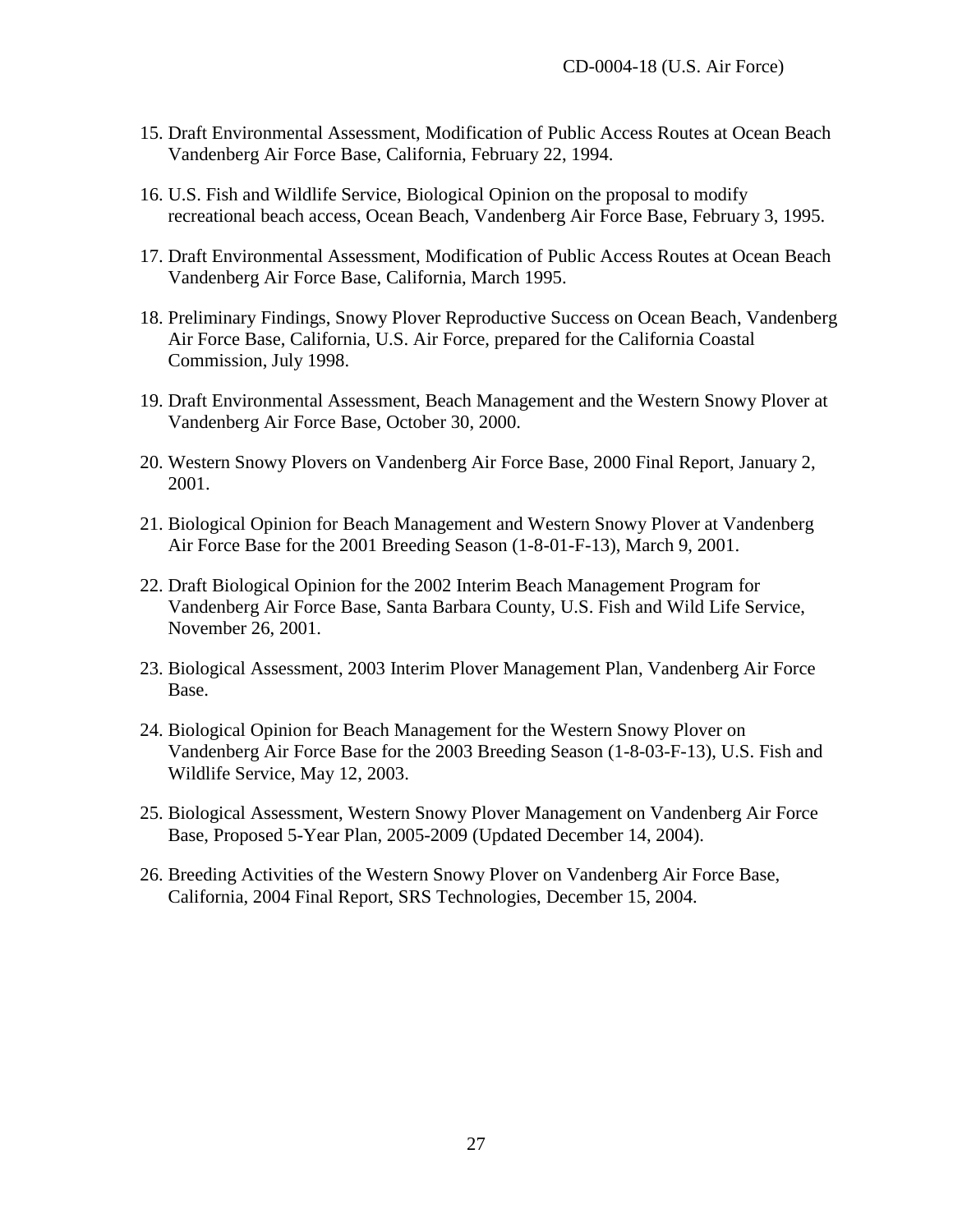15. Draft Environmental Assessment, Modification of Public Access Routes at Ocean Beach Vandenberg Air Force Base, California, February 22, 1994.

16. U.S. Fish and Wildlife Service, Biological Opinion on the proposal to modify recreational beach access, Ocean Beach, Vandenberg Air Force Base, February 3, 1995.

17. Draft Environmental Assessment, Modification of Public Access Routes at Ocean Beach Vandenberg Air Force Base, California, March 1995.

18. Preliminary Findings, Snowy Plover Reproductive Success on Ocean Beach, Vandenberg Air Force Base, California, U.S. Air Force, prepared for the California Coastal Commission, July 1998.

19. Draft Environmental Assessment, Beach Management and the Western Snowy Plover at Vandenberg Air Force Base, October 30, 2000.

20. Western Snowy Plovers on Vandenberg Air Force Base, 2000 Final Report, January 2, 2001.

21. Biological Opinion for Beach Management and Western Snowy Plover at Vandenberg Air Force Base for the 2001 Breeding Season (1-8-01-F-13), March 9, 2001.

22. Draft Biological Opinion for the 2002 Interim Beach Management Program for Vandenberg Air Force Base, Santa Barbara County, U.S. Fish and Wild Life Service, November 26, 2001.

23. Biological Assessment, 2003 Interim Plover Management Plan, Vandenberg Air Force Base.

24. Biological Opinion for Beach Management for the Western Snowy Plover on Vandenberg Air Force Base for the 2003 Breeding Season (1-8-03-F-13), U.S. Fish and Wildlife Service, May 12, 2003.

25. Biological Assessment, Western Snowy Plover Management on Vandenberg Air Force Base, Proposed 5-Year Plan, 2005-2009 (Updated December 14, 2004).

26. Breeding Activities of the Western Snowy Plover on Vandenberg Air Force Base, California, 2004 Final Report, SRS Technologies, December 15, 2004.